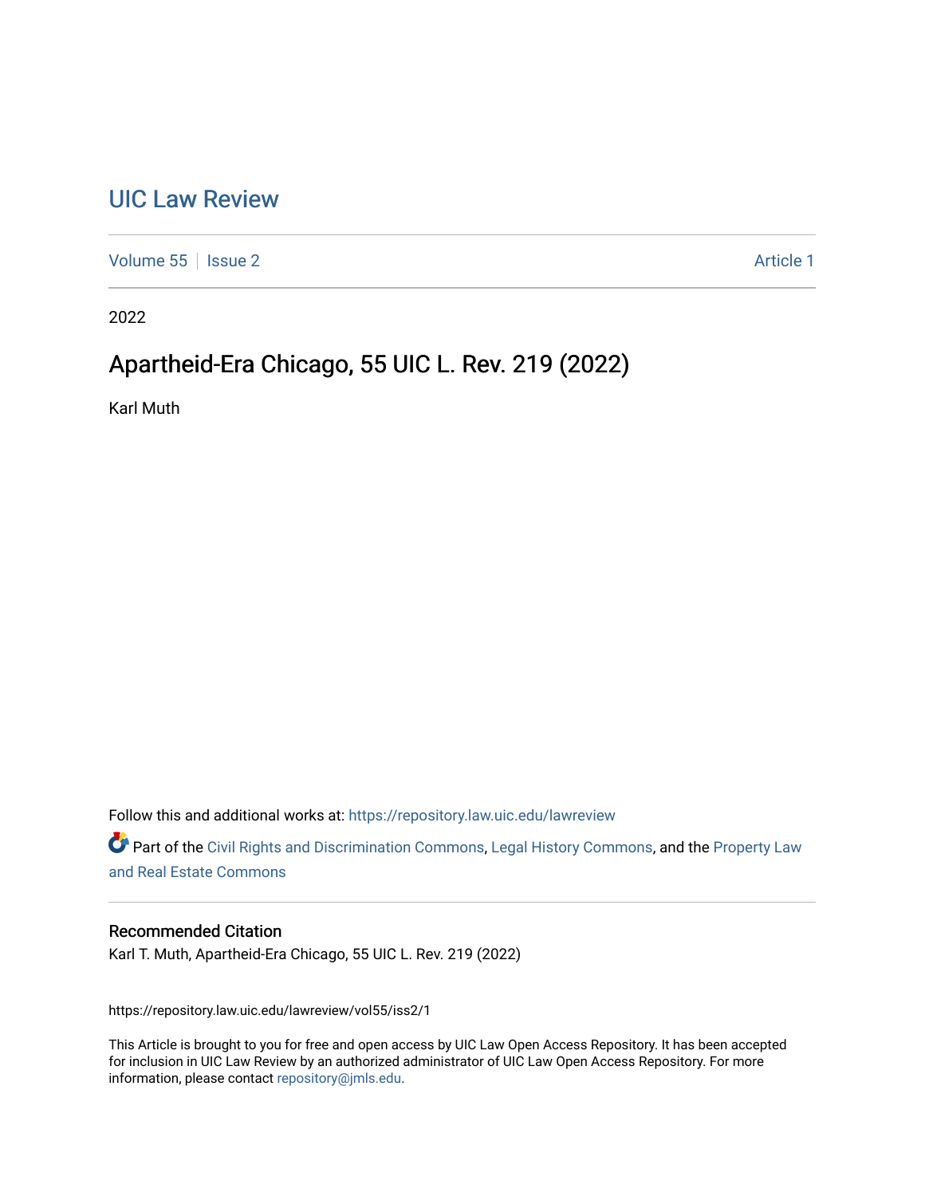# UIC Law Review

Volume 55 | Issue 2 | Article 1

2022

## Apartheid-Era Chicago, 55 UIC L. Rev. 219 (2022)

Karl Muth

Follow this and additional works at: https://repository.law.uic.edu/lawreview

Part of the Civil Rights and Discrimination Commons, Legal History Commons, and the Property Law and Real Estate Commons

### Recommended Citation

Karl T. Muth, Apartheid-Era Chicago, 55 UIC L. Rev. 219 (2022)

https://repository.law.uic.edu/lawreview/vol55/iss2/1

This Article is brought to you for free and open access by UIC Law Open Access Repository. It has been accepted for inclusion in UIC Law Review by an authorized administrator of UIC Law Open Access Repository. For more information, please contact repository@jmls.edu.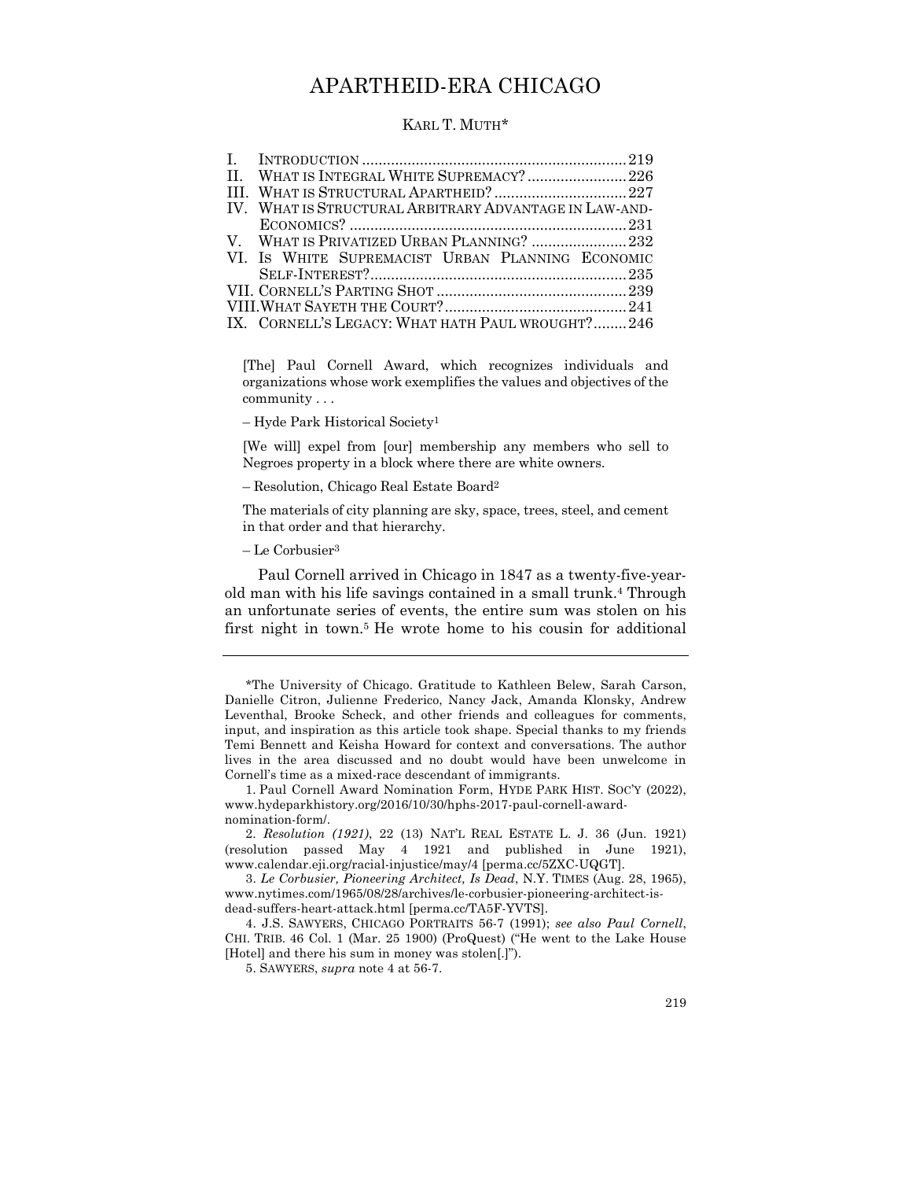# APARTHEID-ERA CHICAGO

KARL T. MUTH*

| | | |
|---|---|---|
| I. | INTRODUCTION | 219 |
| II. | WHAT IS INTEGRAL WHITE SUPREMACY? | 226 |
| III. | WHAT IS STRUCTURAL APARTHEID? | 227 |
| IV. | WHAT IS STRUCTURAL ARBITRARY ADVANTAGE IN LAW-AND-ECONOMICS? | 231 |
| V. | WHAT IS PRIVATIZED URBAN PLANNING? | 232 |
| VI. | IS WHITE SUPREMACIST URBAN PLANNING ECONOMIC SELF-INTEREST? | 235 |
| VII. | CORNELL'S PARTING SHOT | 239 |
| VIII. | WHAT SAYETH THE COURT? | 241 |
| IX. | CORNELL'S LEGACY: WHAT HATH PAUL WROUGHT? | 246 |

> [The] Paul Cornell Award, which recognizes individuals and organizations whose work exemplifies the values and objectives of the community . . .
>
> – Hyde Park Historical Society[1]

> [We will] expel from [our] membership any members who sell to Negroes property in a block where there are white owners.
>
> – Resolution, Chicago Real Estate Board[2]

> The materials of city planning are sky, space, trees, steel, and cement in that order and that hierarchy.
>
> – Le Corbusier[3]

Paul Cornell arrived in Chicago in 1847 as a twenty-five-year-old man with his life savings contained in a small trunk.[4] Through an unfortunate series of events, the entire sum was stolen on his first night in town.[5] He wrote home to his cousin for additional

---

*The University of Chicago. Gratitude to Kathleen Belew, Sarah Carson, Danielle Citron, Julienne Frederico, Nancy Jack, Amanda Klonsky, Andrew Leventhal, Brooke Scheck, and other friends and colleagues for comments, input, and inspiration as this article took shape. Special thanks to my friends Temi Bennett and Keisha Howard for context and conversations. The author lives in the area discussed and no doubt would have been unwelcome in Cornell's time as a mixed-race descendant of immigrants.

1. Paul Cornell Award Nomination Form, HYDE PARK HIST. SOC'Y (2022), www.hydeparkhistory.org/2016/10/30/hphs-2017-paul-cornell-award-nomination-form/.

2. *Resolution (1921)*, 22 (13) NAT'L REAL ESTATE L. J. 36 (Jun. 1921) (resolution passed May 4 1921 and published in June 1921), www.calendar.eji.org/racial-injustice/may/4 [perma.cc/5ZXC-UQGT].

3. *Le Corbusier, Pioneering Architect, Is Dead*, N.Y. TIMES (Aug. 28, 1965), www.nytimes.com/1965/08/28/archives/le-corbusier-pioneering-architect-is-dead-suffers-heart-attack.html [perma.cc/TA5F-YVTS].

4. J.S. SAWYERS, CHICAGO PORTRAITS 56-7 (1991); *see also Paul Cornell*, CHI. TRIB. 46 Col. 1 (Mar. 25 1900) (ProQuest) ("He went to the Lake House [Hotel] and there his sum in money was stolen[.]").

5. SAWYERS, *supra* note 4 at 56-7.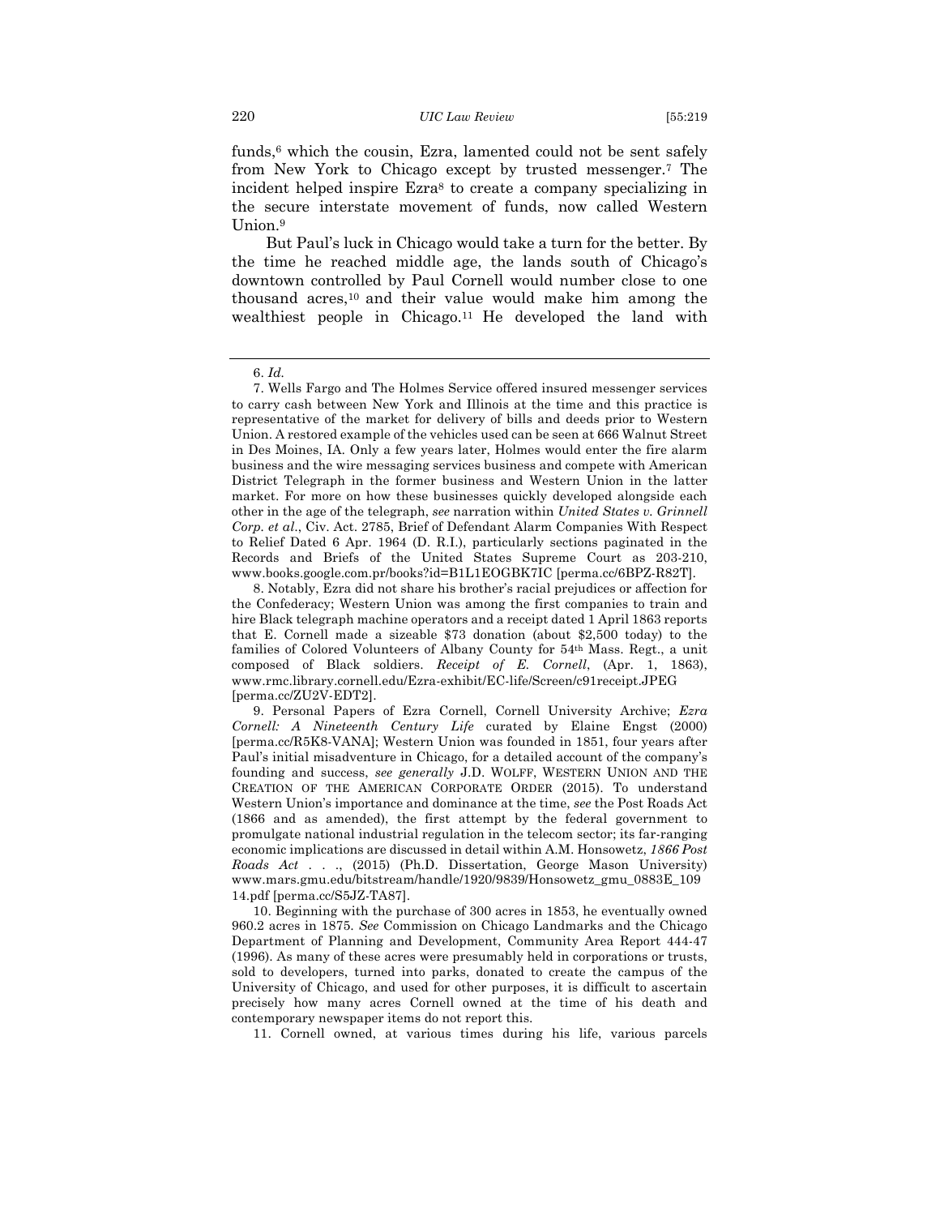funds,[6] which the cousin, Ezra, lamented could not be sent safely from New York to Chicago except by trusted messenger.[7] The incident helped inspire Ezra[8] to create a company specializing in the secure interstate movement of funds, now called Western Union.[9]

But Paul's luck in Chicago would take a turn for the better. By the time he reached middle age, the lands south of Chicago's downtown controlled by Paul Cornell would number close to one thousand acres,[10] and their value would make him among the wealthiest people in Chicago.[11] He developed the land with

---

6. *Id.*

7. Wells Fargo and The Holmes Service offered insured messenger services to carry cash between New York and Illinois at the time and this practice is representative of the market for delivery of bills and deeds prior to Western Union. A restored example of the vehicles used can be seen at 666 Walnut Street in Des Moines, IA. Only a few years later, Holmes would enter the fire alarm business and the wire messaging services business and compete with American District Telegraph in the former business and Western Union in the latter market. For more on how these businesses quickly developed alongside each other in the age of the telegraph, *see* narration within *United States v. Grinnell Corp. et al.*, Civ. Act. 2785, Brief of Defendant Alarm Companies With Respect to Relief Dated 6 Apr. 1964 (D. R.I.), particularly sections paginated in the Records and Briefs of the United States Supreme Court as 203-210, www.books.google.com.pr/books?id=B1L1EOGBK7IC [perma.cc/6BPZ-R82T].

8. Notably, Ezra did not share his brother's racial prejudices or affection for the Confederacy; Western Union was among the first companies to train and hire Black telegraph machine operators and a receipt dated 1 April 1863 reports that E. Cornell made a sizeable $73 donation (about $2,500 today) to the families of Colored Volunteers of Albany County for 54th Mass. Regt., a unit composed of Black soldiers. *Receipt of E. Cornell*, (Apr. 1, 1863), www.rmc.library.cornell.edu/Ezra-exhibit/EC-life/Screen/c91receipt.JPEG [perma.cc/ZU2V-EDT2].

9. Personal Papers of Ezra Cornell, Cornell University Archive; *Ezra Cornell: A Nineteenth Century Life* curated by Elaine Engst (2000) [perma.cc/R5K8-VANA]; Western Union was founded in 1851, four years after Paul's initial misadventure in Chicago, for a detailed account of the company's founding and success, *see generally* J.D. WOLFF, WESTERN UNION AND THE CREATION OF THE AMERICAN CORPORATE ORDER (2015). To understand Western Union's importance and dominance at the time, *see* the Post Roads Act (1866 and as amended), the first attempt by the federal government to promulgate national industrial regulation in the telecom sector; its far-ranging economic implications are discussed in detail within A.M. Honsowetz, *1866 Post Roads Act* . . ., (2015) (Ph.D. Dissertation, George Mason University) www.mars.gmu.edu/bitstream/handle/1920/9839/Honsowetz_gmu_0883E_10914.pdf [perma.cc/S5JZ-TA87].

10. Beginning with the purchase of 300 acres in 1853, he eventually owned 960.2 acres in 1875. *See* Commission on Chicago Landmarks and the Chicago Department of Planning and Development, Community Area Report 444-47 (1996). As many of these acres were presumably held in corporations or trusts, sold to developers, turned into parks, donated to create the campus of the University of Chicago, and used for other purposes, it is difficult to ascertain precisely how many acres Cornell owned at the time of his death and contemporary newspaper items do not report this.

11. Cornell owned, at various times during his life, various parcels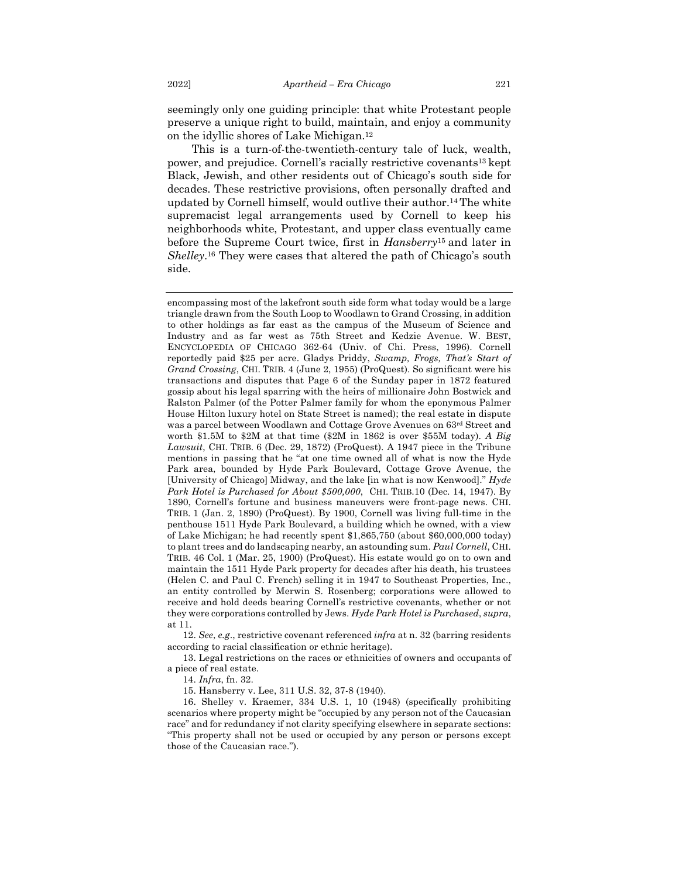seemingly only one guiding principle: that white Protestant people preserve a unique right to build, maintain, and enjoy a community on the idyllic shores of Lake Michigan.[12]

This is a turn-of-the-twentieth-century tale of luck, wealth, power, and prejudice. Cornell's racially restrictive covenants[13] kept Black, Jewish, and other residents out of Chicago's south side for decades. These restrictive provisions, often personally drafted and updated by Cornell himself, would outlive their author.[14] The white supremacist legal arrangements used by Cornell to keep his neighborhoods white, Protestant, and upper class eventually came before the Supreme Court twice, first in *Hansberry*[15] and later in *Shelley*.[16] They were cases that altered the path of Chicago's south side.

---

encompassing most of the lakefront south side form what today would be a large triangle drawn from the South Loop to Woodlawn to Grand Crossing, in addition to other holdings as far east as the campus of the Museum of Science and Industry and as far west as 75th Street and Kedzie Avenue. W. BEST, ENCYCLOPEDIA OF CHICAGO 362-64 (Univ. of Chi. Press, 1996). Cornell reportedly paid $25 per acre. Gladys Priddy, *Swamp, Frogs, That's Start of Grand Crossing*, CHI. TRIB. 4 (June 2, 1955) (ProQuest). So significant were his transactions and disputes that Page 6 of the Sunday paper in 1872 featured gossip about his legal sparring with the heirs of millionaire John Bostwick and Ralston Palmer (of the Potter Palmer family for whom the eponymous Palmer House Hilton luxury hotel on State Street is named); the real estate in dispute was a parcel between Woodlawn and Cottage Grove Avenues on 63rd Street and worth $1.5M to $2M at that time ($2M in 1862 is over $55M today). *A Big Lawsuit*, CHI. TRIB. 6 (Dec. 29, 1872) (ProQuest). A 1947 piece in the Tribune mentions in passing that he "at one time owned all of what is now the Hyde Park area, bounded by Hyde Park Boulevard, Cottage Grove Avenue, the [University of Chicago] Midway, and the lake [in what is now Kenwood]." *Hyde Park Hotel is Purchased for About $500,000*, CHI. TRIB.10 (Dec. 14, 1947). By 1890, Cornell's fortune and business maneuvers were front-page news. CHI. TRIB. 1 (Jan. 2, 1890) (ProQuest). By 1900, Cornell was living full-time in the penthouse 1511 Hyde Park Boulevard, a building which he owned, with a view of Lake Michigan; he had recently spent $1,865,750 (about $60,000,000 today) to plant trees and do landscaping nearby, an astounding sum. *Paul Cornell*, CHI. TRIB. 46 Col. 1 (Mar. 25, 1900) (ProQuest). His estate would go on to own and maintain the 1511 Hyde Park property for decades after his death, his trustees (Helen C. and Paul C. French) selling it in 1947 to Southeast Properties, Inc., an entity controlled by Merwin S. Rosenberg; corporations were allowed to receive and hold deeds bearing Cornell's restrictive covenants, whether or not they were corporations controlled by Jews. *Hyde Park Hotel is Purchased*, *supra*, at 11.

12. *See*, *e.g*., restrictive covenant referenced *infra* at n. 32 (barring residents according to racial classification or ethnic heritage).

13. Legal restrictions on the races or ethnicities of owners and occupants of a piece of real estate.

14. *Infra*, fn. 32.

15. Hansberry v. Lee, 311 U.S. 32, 37-8 (1940).

16. Shelley v. Kraemer, 334 U.S. 1, 10 (1948) (specifically prohibiting scenarios where property might be "occupied by any person not of the Caucasian race" and for redundancy if not clarity specifying elsewhere in separate sections: "This property shall not be used or occupied by any person or persons except those of the Caucasian race.").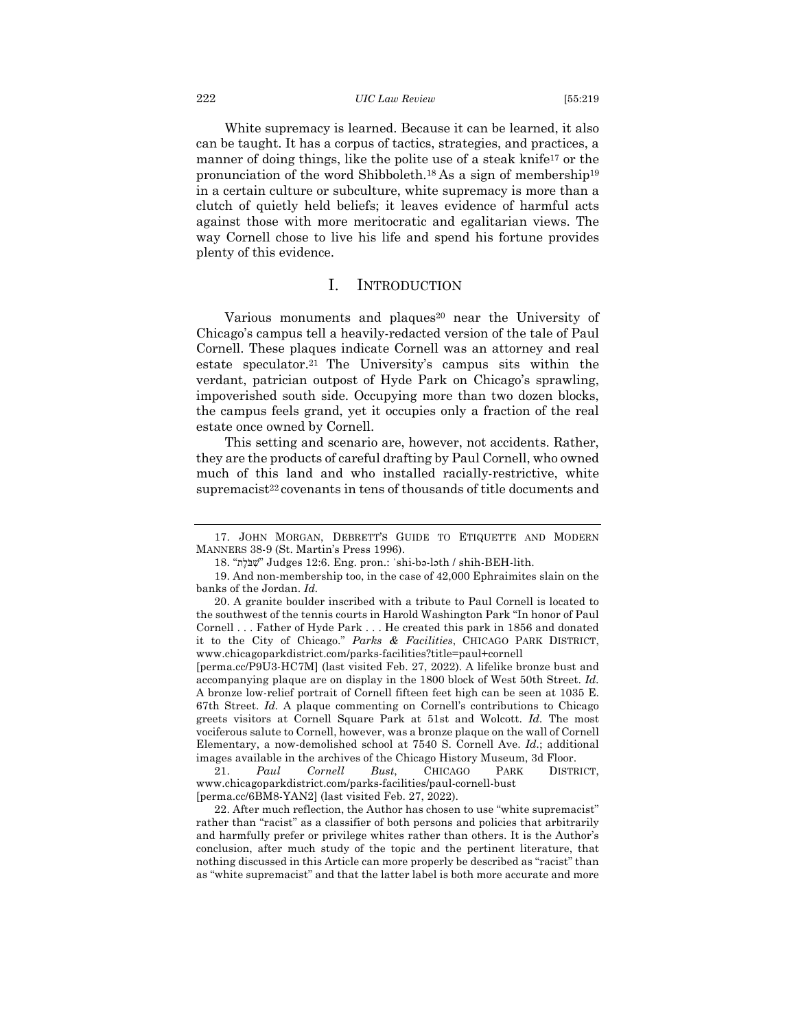White supremacy is learned. Because it can be learned, it also can be taught. It has a corpus of tactics, strategies, and practices, a manner of doing things, like the polite use of a steak knife[17] or the pronunciation of the word Shibboleth.[18] As a sign of membership[19] in a certain culture or subculture, white supremacy is more than a clutch of quietly held beliefs; it leaves evidence of harmful acts against those with more meritocratic and egalitarian views. The way Cornell chose to live his life and spend his fortune provides plenty of this evidence.

## I. INTRODUCTION

Various monuments and plaques[20] near the University of Chicago's campus tell a heavily-redacted version of the tale of Paul Cornell. These plaques indicate Cornell was an attorney and real estate speculator.[21] The University's campus sits within the verdant, patrician outpost of Hyde Park on Chicago's sprawling, impoverished south side. Occupying more than two dozen blocks, the campus feels grand, yet it occupies only a fraction of the real estate once owned by Cornell.

This setting and scenario are, however, not accidents. Rather, they are the products of careful drafting by Paul Cornell, who owned much of this land and who installed racially-restrictive, white supremacist[22] covenants in tens of thousands of title documents and

---

17. JOHN MORGAN, DEBRETT'S GUIDE TO ETIQUETTE AND MODERN MANNERS 38-9 (St. Martin's Press 1996).

18. "שִׁבֹּלֶת" Judges 12:6. Eng. pron.: ˈshi-bə-ləth / shih-BEH-lith.

19. And non-membership too, in the case of 42,000 Ephraimites slain on the banks of the Jordan. *Id.*

20. A granite boulder inscribed with a tribute to Paul Cornell is located to the southwest of the tennis courts in Harold Washington Park "In honor of Paul Cornell . . . Father of Hyde Park . . . He created this park in 1856 and donated it to the City of Chicago." *Parks & Facilities*, CHICAGO PARK DISTRICT, www.chicagoparkdistrict.com/parks-facilities?title=paul+cornell [perma.cc/P9U3-HC7M] (last visited Feb. 27, 2022). A lifelike bronze bust and accompanying plaque are on display in the 1800 block of West 50th Street. *Id.* A bronze low-relief portrait of Cornell fifteen feet high can be seen at 1035 E. 67th Street. *Id.* A plaque commenting on Cornell's contributions to Chicago greets visitors at Cornell Square Park at 51st and Wolcott. *Id.* The most vociferous salute to Cornell, however, was a bronze plaque on the wall of Cornell Elementary, a now-demolished school at 7540 S. Cornell Ave. *Id.*; additional images available in the archives of the Chicago History Museum, 3d Floor.

21. *Paul Cornell Bust*, CHICAGO PARK DISTRICT, www.chicagoparkdistrict.com/parks-facilities/paul-cornell-bust [perma.cc/6BM8-YAN2] (last visited Feb. 27, 2022).

22. After much reflection, the Author has chosen to use "white supremacist" rather than "racist" as a classifier of both persons and policies that arbitrarily and harmfully prefer or privilege whites rather than others. It is the Author's conclusion, after much study of the topic and the pertinent literature, that nothing discussed in this Article can more properly be described as "racist" than as "white supremacist" and that the latter label is both more accurate and more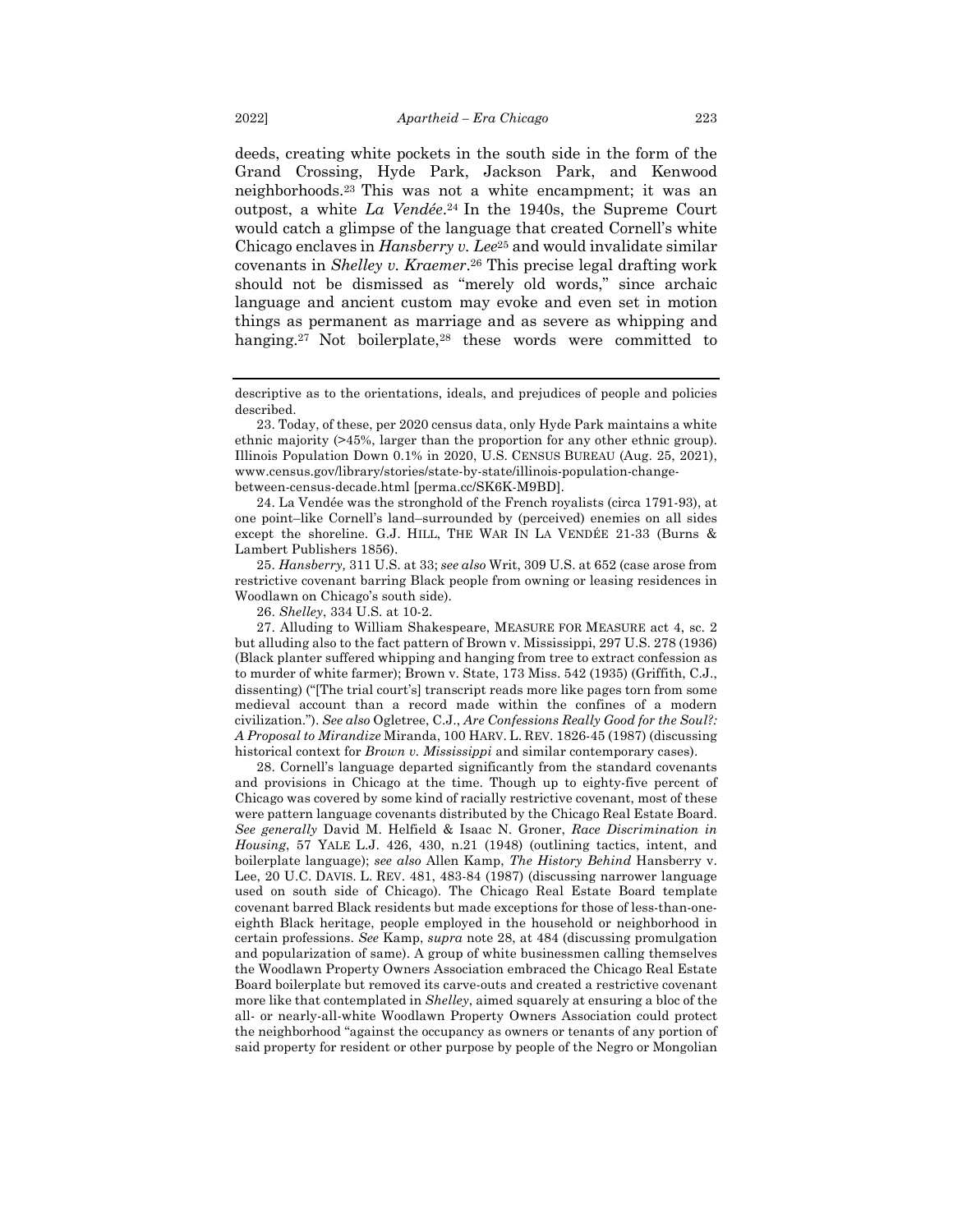deeds, creating white pockets in the south side in the form of the Grand Crossing, Hyde Park, Jackson Park, and Kenwood neighborhoods.[23] This was not a white encampment; it was an outpost, a white *La Vendée*.[24] In the 1940s, the Supreme Court would catch a glimpse of the language that created Cornell's white Chicago enclaves in *Hansberry v. Lee*[25] and would invalidate similar covenants in *Shelley v. Kraemer*.[26] This precise legal drafting work should not be dismissed as "merely old words," since archaic language and ancient custom may evoke and even set in motion things as permanent as marriage and as severe as whipping and hanging.[27] Not boilerplate,[28] these words were committed to

---

descriptive as to the orientations, ideals, and prejudices of people and policies described.

23. Today, of these, per 2020 census data, only Hyde Park maintains a white ethnic majority (>45%, larger than the proportion for any other ethnic group). Illinois Population Down 0.1% in 2020, U.S. CENSUS BUREAU (Aug. 25, 2021), www.census.gov/library/stories/state-by-state/illinois-population-change-between-census-decade.html [perma.cc/SK6K-M9BD].

24. La Vendée was the stronghold of the French royalists (circa 1791-93), at one point–like Cornell's land–surrounded by (perceived) enemies on all sides except the shoreline. G.J. HILL, THE WAR IN LA VENDÉE 21-33 (Burns & Lambert Publishers 1856).

25. *Hansberry,* 311 U.S. at 33; *see also* Writ, 309 U.S. at 652 (case arose from restrictive covenant barring Black people from owning or leasing residences in Woodlawn on Chicago's south side).

26. *Shelley*, 334 U.S. at 10-2.

27. Alluding to William Shakespeare, MEASURE FOR MEASURE act 4, sc. 2 but alluding also to the fact pattern of Brown v. Mississippi, 297 U.S. 278 (1936) (Black planter suffered whipping and hanging from tree to extract confession as to murder of white farmer); Brown v. State, 173 Miss. 542 (1935) (Griffith, C.J., dissenting) ("[The trial court's] transcript reads more like pages torn from some medieval account than a record made within the confines of a modern civilization."). *See also* Ogletree, C.J., *Are Confessions Really Good for the Soul?: A Proposal to Mirandize* Miranda, 100 HARV. L. REV. 1826-45 (1987) (discussing historical context for *Brown v. Mississippi* and similar contemporary cases).

28. Cornell's language departed significantly from the standard covenants and provisions in Chicago at the time. Though up to eighty-five percent of Chicago was covered by some kind of racially restrictive covenant, most of these were pattern language covenants distributed by the Chicago Real Estate Board. *See generally* David M. Helfield & Isaac N. Groner, *Race Discrimination in Housing*, 57 YALE L.J. 426, 430, n.21 (1948) (outlining tactics, intent, and boilerplate language); *see also* Allen Kamp, *The History Behind* Hansberry v. Lee, 20 U.C. DAVIS. L. REV. 481, 483-84 (1987) (discussing narrower language used on south side of Chicago). The Chicago Real Estate Board template covenant barred Black residents but made exceptions for those of less-than-one-eighth Black heritage, people employed in the household or neighborhood in certain professions. *See* Kamp, *supra* note 28, at 484 (discussing promulgation and popularization of same). A group of white businessmen calling themselves the Woodlawn Property Owners Association embraced the Chicago Real Estate Board boilerplate but removed its carve-outs and created a restrictive covenant more like that contemplated in *Shelley*, aimed squarely at ensuring a bloc of the all- or nearly-all-white Woodlawn Property Owners Association could protect the neighborhood "against the occupancy as owners or tenants of any portion of said property for resident or other purpose by people of the Negro or Mongolian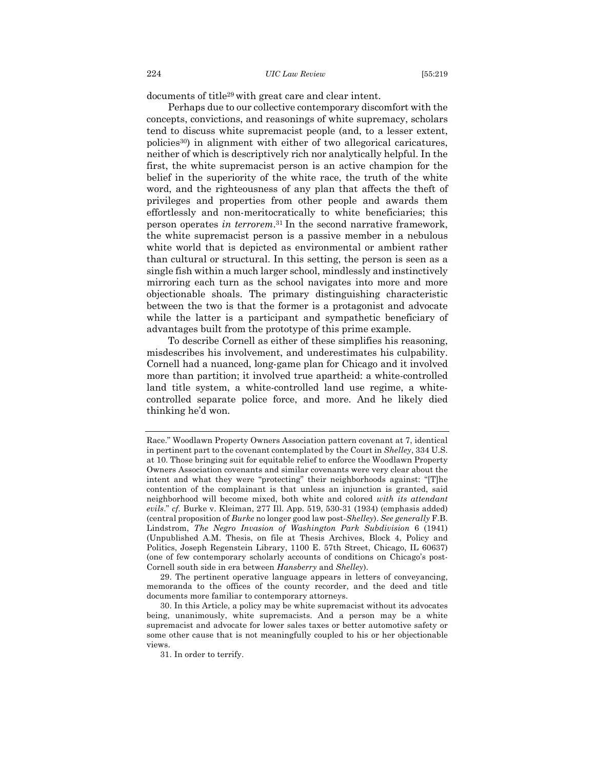documents of title[29] with great care and clear intent.

Perhaps due to our collective contemporary discomfort with the concepts, convictions, and reasonings of white supremacy, scholars tend to discuss white supremacist people (and, to a lesser extent, policies[30]) in alignment with either of two allegorical caricatures, neither of which is descriptively rich nor analytically helpful. In the first, the white supremacist person is an active champion for the belief in the superiority of the white race, the truth of the white word, and the righteousness of any plan that affects the theft of privileges and properties from other people and awards them effortlessly and non-meritocratically to white beneficiaries; this person operates *in terrorem*.[31] In the second narrative framework, the white supremacist person is a passive member in a nebulous white world that is depicted as environmental or ambient rather than cultural or structural. In this setting, the person is seen as a single fish within a much larger school, mindlessly and instinctively mirroring each turn as the school navigates into more and more objectionable shoals. The primary distinguishing characteristic between the two is that the former is a protagonist and advocate while the latter is a participant and sympathetic beneficiary of advantages built from the prototype of this prime example.

To describe Cornell as either of these simplifies his reasoning, misdescribes his involvement, and underestimates his culpability. Cornell had a nuanced, long-game plan for Chicago and it involved more than partition; it involved true apartheid: a white-controlled land title system, a white-controlled land use regime, a white-controlled separate police force, and more. And he likely died thinking he'd won.

---

Race." Woodlawn Property Owners Association pattern covenant at 7, identical in pertinent part to the covenant contemplated by the Court in *Shelley*, 334 U.S. at 10. Those bringing suit for equitable relief to enforce the Woodlawn Property Owners Association covenants and similar covenants were very clear about the intent and what they were "protecting" their neighborhoods against: "[T]he contention of the complainant is that unless an injunction is granted, said neighborhood will become mixed, both white and colored *with its attendant evils*." *cf.* Burke v. Kleiman, 277 Ill. App. 519, 530-31 (1934) (emphasis added) (central proposition of *Burke* no longer good law post-*Shelley*). *See generally* F.B. Lindstrom, *The Negro Invasion of Washington Park Subdivision* 6 (1941) (Unpublished A.M. Thesis, on file at Thesis Archives, Block 4, Policy and Politics, Joseph Regenstein Library, 1100 E. 57th Street, Chicago, IL 60637) (one of few contemporary scholarly accounts of conditions on Chicago's post-Cornell south side in era between *Hansberry* and *Shelley*).

29. The pertinent operative language appears in letters of conveyancing, memoranda to the offices of the county recorder, and the deed and title documents more familiar to contemporary attorneys.

30. In this Article, a policy may be white supremacist without its advocates being, unanimously, white supremacists. And a person may be a white supremacist and advocate for lower sales taxes or better automotive safety or some other cause that is not meaningfully coupled to his or her objectionable views.

31. In order to terrify.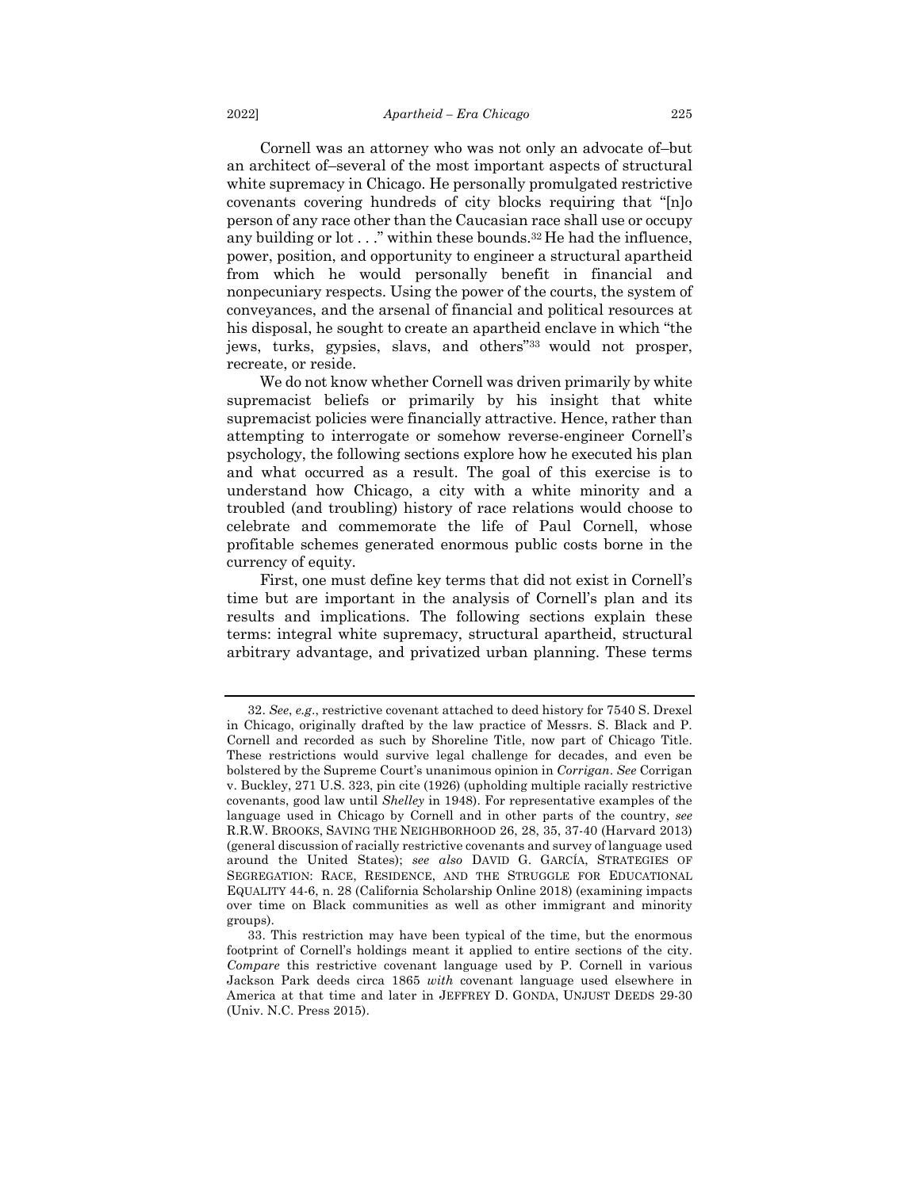Cornell was an attorney who was not only an advocate of–but an architect of–several of the most important aspects of structural white supremacy in Chicago. He personally promulgated restrictive covenants covering hundreds of city blocks requiring that "[n]o person of any race other than the Caucasian race shall use or occupy any building or lot . . ." within these bounds.[32] He had the influence, power, position, and opportunity to engineer a structural apartheid from which he would personally benefit in financial and nonpecuniary respects. Using the power of the courts, the system of conveyances, and the arsenal of financial and political resources at his disposal, he sought to create an apartheid enclave in which "the jews, turks, gypsies, slavs, and others"[33] would not prosper, recreate, or reside.

We do not know whether Cornell was driven primarily by white supremacist beliefs or primarily by his insight that white supremacist policies were financially attractive. Hence, rather than attempting to interrogate or somehow reverse-engineer Cornell's psychology, the following sections explore how he executed his plan and what occurred as a result. The goal of this exercise is to understand how Chicago, a city with a white minority and a troubled (and troubling) history of race relations would choose to celebrate and commemorate the life of Paul Cornell, whose profitable schemes generated enormous public costs borne in the currency of equity.

First, one must define key terms that did not exist in Cornell's time but are important in the analysis of Cornell's plan and its results and implications. The following sections explain these terms: integral white supremacy, structural apartheid, structural arbitrary advantage, and privatized urban planning. These terms

---

32. *See*, *e.g*., restrictive covenant attached to deed history for 7540 S. Drexel in Chicago, originally drafted by the law practice of Messrs. S. Black and P. Cornell and recorded as such by Shoreline Title, now part of Chicago Title. These restrictions would survive legal challenge for decades, and even be bolstered by the Supreme Court's unanimous opinion in *Corrigan*. *See* Corrigan v. Buckley, 271 U.S. 323, pin cite (1926) (upholding multiple racially restrictive covenants, good law until *Shelley* in 1948). For representative examples of the language used in Chicago by Cornell and in other parts of the country, *see* R.R.W. BROOKS, SAVING THE NEIGHBORHOOD 26, 28, 35, 37-40 (Harvard 2013) (general discussion of racially restrictive covenants and survey of language used around the United States); *see also* DAVID G. GARCÍA, STRATEGIES OF SEGREGATION: RACE, RESIDENCE, AND THE STRUGGLE FOR EDUCATIONAL EQUALITY 44-6, n. 28 (California Scholarship Online 2018) (examining impacts over time on Black communities as well as other immigrant and minority groups).

33. This restriction may have been typical of the time, but the enormous footprint of Cornell's holdings meant it applied to entire sections of the city. *Compare* this restrictive covenant language used by P. Cornell in various Jackson Park deeds circa 1865 *with* covenant language used elsewhere in America at that time and later in JEFFREY D. GONDA, UNJUST DEEDS 29-30 (Univ. N.C. Press 2015).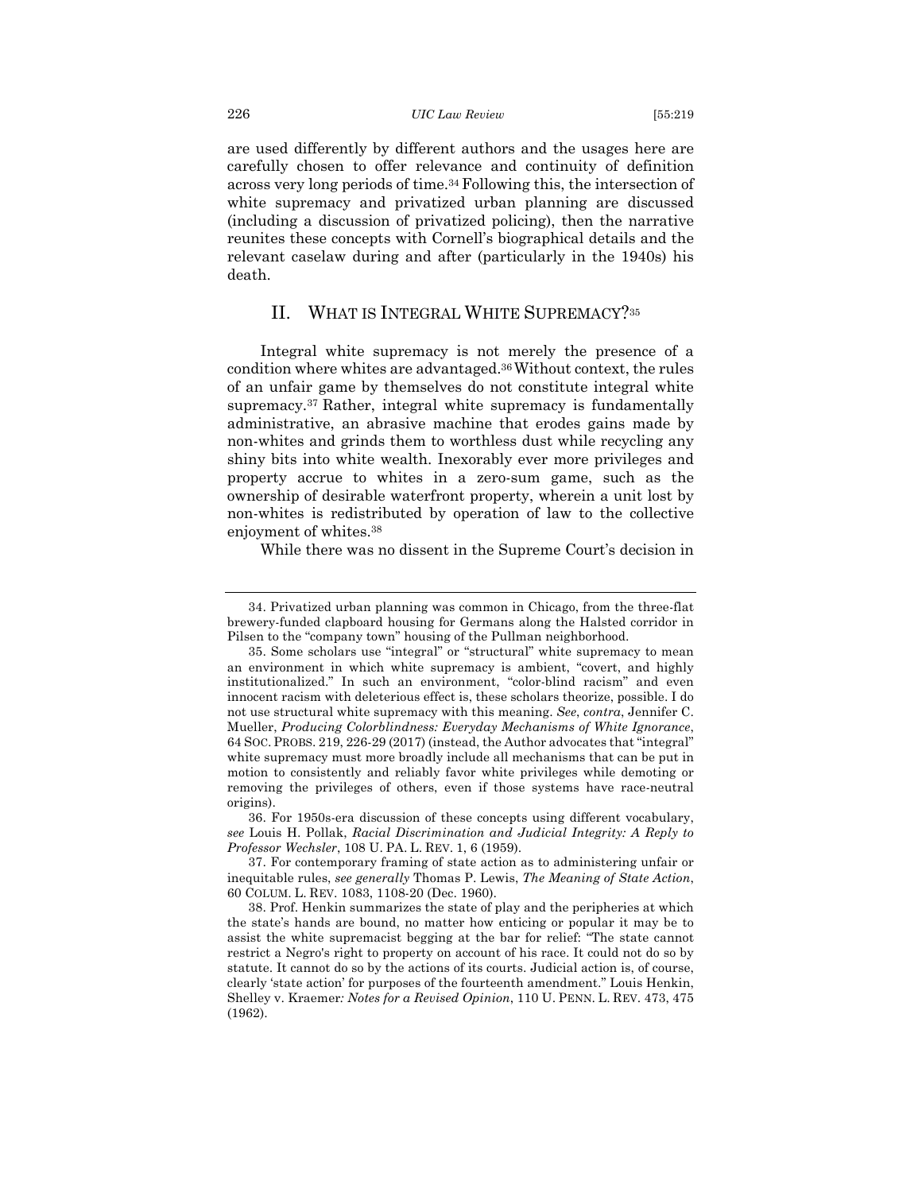are used differently by different authors and the usages here are carefully chosen to offer relevance and continuity of definition across very long periods of time.[34] Following this, the intersection of white supremacy and privatized urban planning are discussed (including a discussion of privatized policing), then the narrative reunites these concepts with Cornell's biographical details and the relevant caselaw during and after (particularly in the 1940s) his death.

## II. WHAT IS INTEGRAL WHITE SUPREMACY?[35]

Integral white supremacy is not merely the presence of a condition where whites are advantaged.[36] Without context, the rules of an unfair game by themselves do not constitute integral white supremacy.[37] Rather, integral white supremacy is fundamentally administrative, an abrasive machine that erodes gains made by non-whites and grinds them to worthless dust while recycling any shiny bits into white wealth. Inexorably ever more privileges and property accrue to whites in a zero-sum game, such as the ownership of desirable waterfront property, wherein a unit lost by non-whites is redistributed by operation of law to the collective enjoyment of whites.[38]

While there was no dissent in the Supreme Court's decision in

---

34. Privatized urban planning was common in Chicago, from the three-flat brewery-funded clapboard housing for Germans along the Halsted corridor in Pilsen to the "company town" housing of the Pullman neighborhood.

35. Some scholars use "integral" or "structural" white supremacy to mean an environment in which white supremacy is ambient, "covert, and highly institutionalized." In such an environment, "color-blind racism" and even innocent racism with deleterious effect is, these scholars theorize, possible. I do not use structural white supremacy with this meaning. *See*, *contra*, Jennifer C. Mueller, *Producing Colorblindness: Everyday Mechanisms of White Ignorance*, 64 SOC. PROBS. 219, 226-29 (2017) (instead, the Author advocates that "integral" white supremacy must more broadly include all mechanisms that can be put in motion to consistently and reliably favor white privileges while demoting or removing the privileges of others, even if those systems have race-neutral origins).

36. For 1950s-era discussion of these concepts using different vocabulary, *see* Louis H. Pollak, *Racial Discrimination and Judicial Integrity: A Reply to Professor Wechsler*, 108 U. PA. L. REV. 1, 6 (1959).

37. For contemporary framing of state action as to administering unfair or inequitable rules, *see generally* Thomas P. Lewis, *The Meaning of State Action*, 60 COLUM. L. REV. 1083, 1108-20 (Dec. 1960).

38. Prof. Henkin summarizes the state of play and the peripheries at which the state's hands are bound, no matter how enticing or popular it may be to assist the white supremacist begging at the bar for relief: "The state cannot restrict a Negro's right to property on account of his race. It could not do so by statute. It cannot do so by the actions of its courts. Judicial action is, of course, clearly 'state action' for purposes of the fourteenth amendment." Louis Henkin, Shelley v. Kraemer*: Notes for a Revised Opinion*, 110 U. PENN. L. REV. 473, 475 (1962).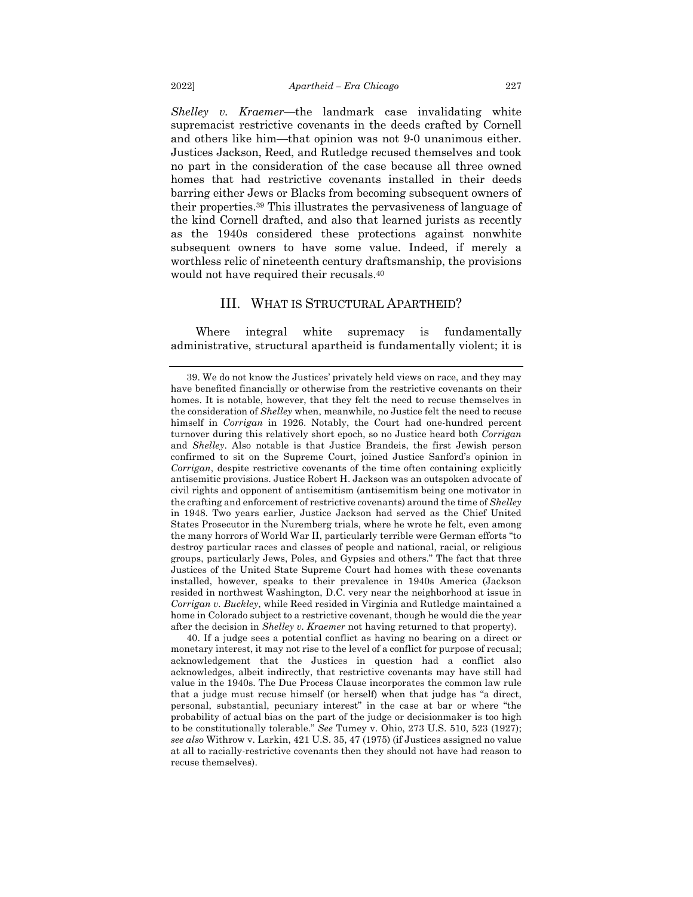*Shelley v. Kraemer*—the landmark case invalidating white supremacist restrictive covenants in the deeds crafted by Cornell and others like him—that opinion was not 9-0 unanimous either. Justices Jackson, Reed, and Rutledge recused themselves and took no part in the consideration of the case because all three owned homes that had restrictive covenants installed in their deeds barring either Jews or Blacks from becoming subsequent owners of their properties.[39] This illustrates the pervasiveness of language of the kind Cornell drafted, and also that learned jurists as recently as the 1940s considered these protections against nonwhite subsequent owners to have some value. Indeed, if merely a worthless relic of nineteenth century draftsmanship, the provisions would not have required their recusals.[40]

## III. WHAT IS STRUCTURAL APARTHEID?

Where integral white supremacy is fundamentally administrative, structural apartheid is fundamentally violent; it is

---

39. We do not know the Justices' privately held views on race, and they may have benefited financially or otherwise from the restrictive covenants on their homes. It is notable, however, that they felt the need to recuse themselves in the consideration of *Shelley* when, meanwhile, no Justice felt the need to recuse himself in *Corrigan* in 1926. Notably, the Court had one-hundred percent turnover during this relatively short epoch, so no Justice heard both *Corrigan* and *Shelley*. Also notable is that Justice Brandeis, the first Jewish person confirmed to sit on the Supreme Court, joined Justice Sanford's opinion in *Corrigan*, despite restrictive covenants of the time often containing explicitly antisemitic provisions. Justice Robert H. Jackson was an outspoken advocate of civil rights and opponent of antisemitism (antisemitism being one motivator in the crafting and enforcement of restrictive covenants) around the time of *Shelley* in 1948. Two years earlier, Justice Jackson had served as the Chief United States Prosecutor in the Nuremberg trials, where he wrote he felt, even among the many horrors of World War II, particularly terrible were German efforts "to destroy particular races and classes of people and national, racial, or religious groups, particularly Jews, Poles, and Gypsies and others." The fact that three Justices of the United State Supreme Court had homes with these covenants installed, however, speaks to their prevalence in 1940s America (Jackson resided in northwest Washington, D.C. very near the neighborhood at issue in *Corrigan v. Buckley*, while Reed resided in Virginia and Rutledge maintained a home in Colorado subject to a restrictive covenant, though he would die the year after the decision in *Shelley v. Kraemer* not having returned to that property).

40. If a judge sees a potential conflict as having no bearing on a direct or monetary interest, it may not rise to the level of a conflict for purpose of recusal; acknowledgement that the Justices in question had a conflict also acknowledges, albeit indirectly, that restrictive covenants may have still had value in the 1940s. The Due Process Clause incorporates the common law rule that a judge must recuse himself (or herself) when that judge has "a direct, personal, substantial, pecuniary interest" in the case at bar or where "the probability of actual bias on the part of the judge or decisionmaker is too high to be constitutionally tolerable." *See* Tumey v. Ohio, 273 U.S. 510, 523 (1927); *see also* Withrow v. Larkin, 421 U.S. 35, 47 (1975) (if Justices assigned no value at all to racially-restrictive covenants then they should not have had reason to recuse themselves).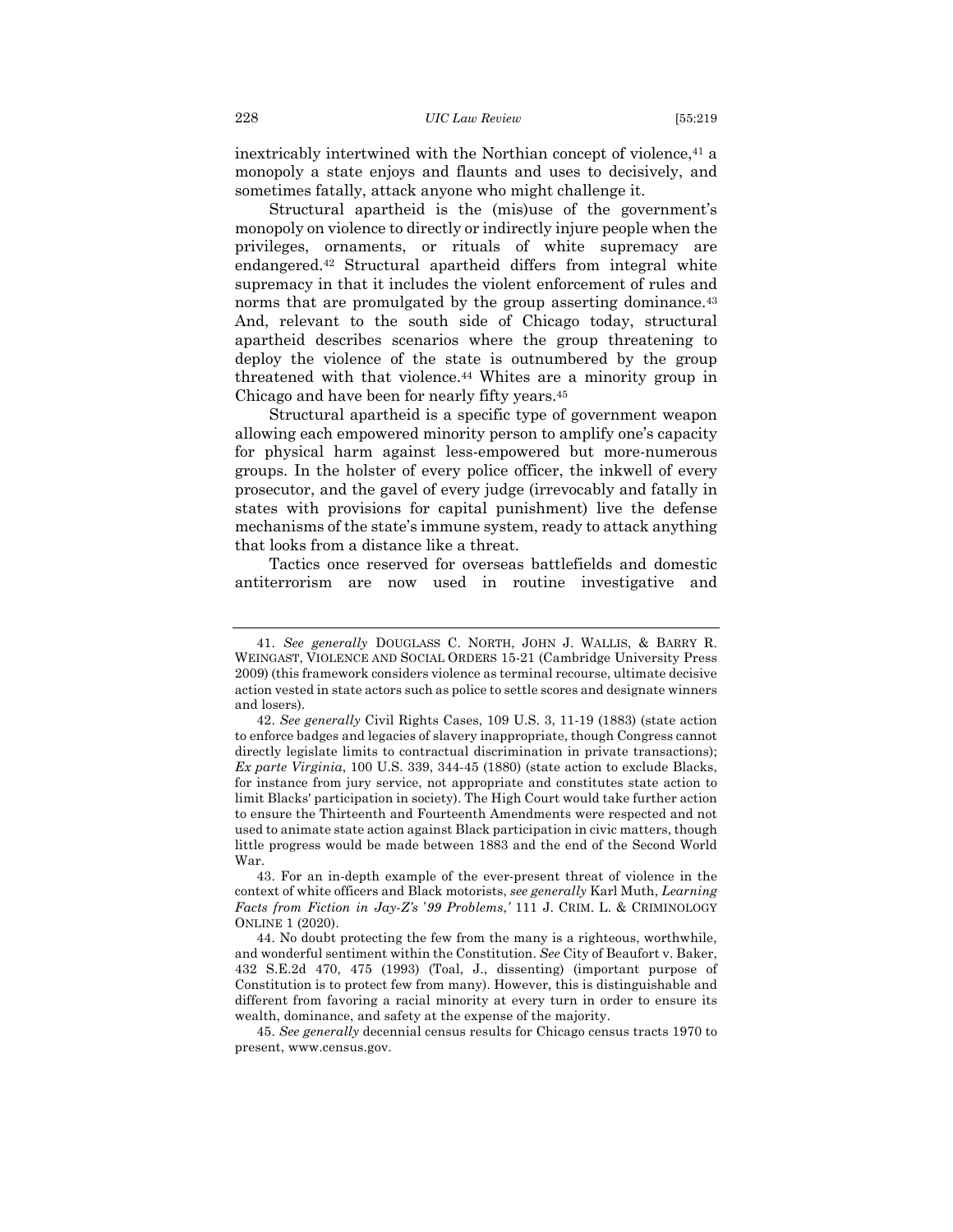inextricably intertwined with the Northian concept of violence,[41] a monopoly a state enjoys and flaunts and uses to decisively, and sometimes fatally, attack anyone who might challenge it.

Structural apartheid is the (mis)use of the government's monopoly on violence to directly or indirectly injure people when the privileges, ornaments, or rituals of white supremacy are endangered.[42] Structural apartheid differs from integral white supremacy in that it includes the violent enforcement of rules and norms that are promulgated by the group asserting dominance.[43] And, relevant to the south side of Chicago today, structural apartheid describes scenarios where the group threatening to deploy the violence of the state is outnumbered by the group threatened with that violence.[44] Whites are a minority group in Chicago and have been for nearly fifty years.[45]

Structural apartheid is a specific type of government weapon allowing each empowered minority person to amplify one's capacity for physical harm against less-empowered but more-numerous groups. In the holster of every police officer, the inkwell of every prosecutor, and the gavel of every judge (irrevocably and fatally in states with provisions for capital punishment) live the defense mechanisms of the state's immune system, ready to attack anything that looks from a distance like a threat.

Tactics once reserved for overseas battlefields and domestic antiterrorism are now used in routine investigative and

---

41. *See generally* DOUGLASS C. NORTH, JOHN J. WALLIS, & BARRY R. WEINGAST, VIOLENCE AND SOCIAL ORDERS 15-21 (Cambridge University Press 2009) (this framework considers violence as terminal recourse, ultimate decisive action vested in state actors such as police to settle scores and designate winners and losers).

42. *See generally* Civil Rights Cases, 109 U.S. 3, 11-19 (1883) (state action to enforce badges and legacies of slavery inappropriate, though Congress cannot directly legislate limits to contractual discrimination in private transactions); *Ex parte Virginia*, 100 U.S. 339, 344-45 (1880) (state action to exclude Blacks, for instance from jury service, not appropriate and constitutes state action to limit Blacks' participation in society). The High Court would take further action to ensure the Thirteenth and Fourteenth Amendments were respected and not used to animate state action against Black participation in civic matters, though little progress would be made between 1883 and the end of the Second World War.

43. For an in-depth example of the ever-present threat of violence in the context of white officers and Black motorists, *see generally* Karl Muth, *Learning Facts from Fiction in Jay-Z's '99 Problems*,*'* 111 J. CRIM. L. & CRIMINOLOGY ONLINE 1 (2020).

44. No doubt protecting the few from the many is a righteous, worthwhile, and wonderful sentiment within the Constitution. *See* City of Beaufort v. Baker, 432 S.E.2d 470, 475 (1993) (Toal, J., dissenting) (important purpose of Constitution is to protect few from many). However, this is distinguishable and different from favoring a racial minority at every turn in order to ensure its wealth, dominance, and safety at the expense of the majority.

45. *See generally* decennial census results for Chicago census tracts 1970 to present, www.census.gov.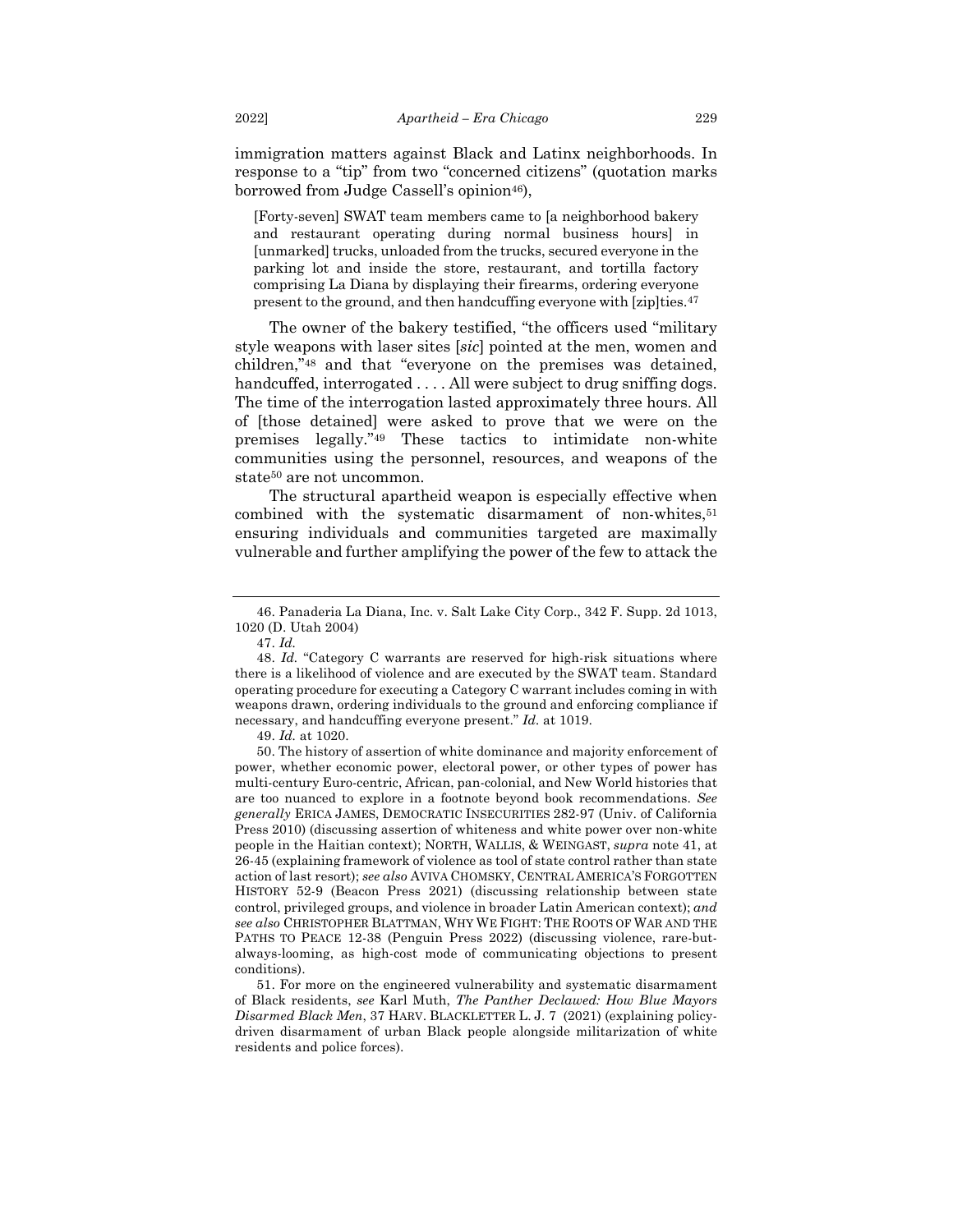immigration matters against Black and Latinx neighborhoods. In response to a "tip" from two "concerned citizens" (quotation marks borrowed from Judge Cassell's opinion[46]),

> [Forty-seven] SWAT team members came to [a neighborhood bakery and restaurant operating during normal business hours] in [unmarked] trucks, unloaded from the trucks, secured everyone in the parking lot and inside the store, restaurant, and tortilla factory comprising La Diana by displaying their firearms, ordering everyone present to the ground, and then handcuffing everyone with [zip]ties.[47]

The owner of the bakery testified, "the officers used "military style weapons with laser sites [*sic*] pointed at the men, women and children,"[48] and that "everyone on the premises was detained, handcuffed, interrogated . . . . All were subject to drug sniffing dogs. The time of the interrogation lasted approximately three hours. All of [those detained] were asked to prove that we were on the premises legally."[49] These tactics to intimidate non-white communities using the personnel, resources, and weapons of the state[50] are not uncommon.

The structural apartheid weapon is especially effective when combined with the systematic disarmament of non-whites,[51] ensuring individuals and communities targeted are maximally vulnerable and further amplifying the power of the few to attack the

---

46. Panaderia La Diana, Inc. v. Salt Lake City Corp., 342 F. Supp. 2d 1013, 1020 (D. Utah 2004)

47. *Id.*

48. *Id.* "Category C warrants are reserved for high-risk situations where there is a likelihood of violence and are executed by the SWAT team. Standard operating procedure for executing a Category C warrant includes coming in with weapons drawn, ordering individuals to the ground and enforcing compliance if necessary, and handcuffing everyone present." *Id.* at 1019.

49. *Id.* at 1020.

50. The history of assertion of white dominance and majority enforcement of power, whether economic power, electoral power, or other types of power has multi-century Euro-centric, African, pan-colonial, and New World histories that are too nuanced to explore in a footnote beyond book recommendations. *See generally* ERICA JAMES, DEMOCRATIC INSECURITIES 282-97 (Univ. of California Press 2010) (discussing assertion of whiteness and white power over non-white people in the Haitian context); NORTH, WALLIS, & WEINGAST, *supra* note 41, at 26-45 (explaining framework of violence as tool of state control rather than state action of last resort); *see also* AVIVA CHOMSKY, CENTRAL AMERICA'S FORGOTTEN HISTORY 52-9 (Beacon Press 2021) (discussing relationship between state control, privileged groups, and violence in broader Latin American context); *and see also* CHRISTOPHER BLATTMAN, WHY WE FIGHT: THE ROOTS OF WAR AND THE PATHS TO PEACE 12-38 (Penguin Press 2022) (discussing violence, rare-but-always-looming, as high-cost mode of communicating objections to present conditions).

51. For more on the engineered vulnerability and systematic disarmament of Black residents, *see* Karl Muth, *The Panther Declawed: How Blue Mayors Disarmed Black Men*, 37 HARV. BLACKLETTER L. J. 7 (2021) (explaining policy-driven disarmament of urban Black people alongside militarization of white residents and police forces).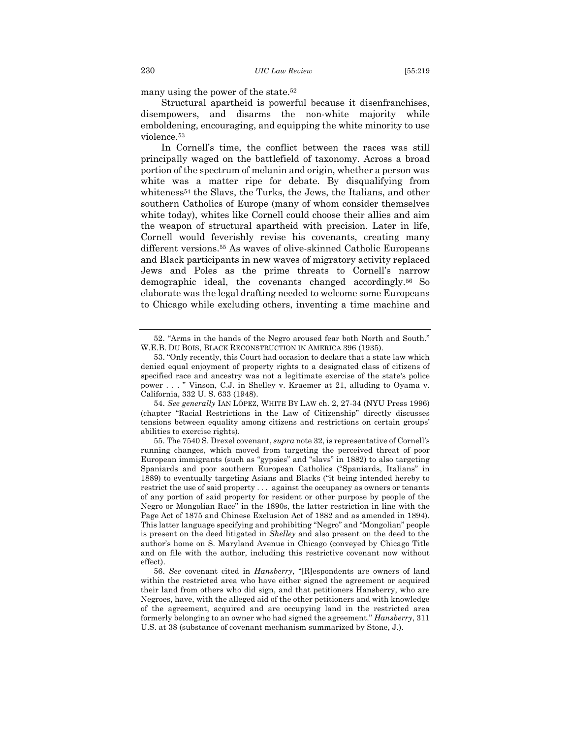many using the power of the state.[52]

Structural apartheid is powerful because it disenfranchises, disempowers, and disarms the non-white majority while emboldening, encouraging, and equipping the white minority to use violence.[53]

In Cornell's time, the conflict between the races was still principally waged on the battlefield of taxonomy. Across a broad portion of the spectrum of melanin and origin, whether a person was white was a matter ripe for debate. By disqualifying from whiteness[54] the Slavs, the Turks, the Jews, the Italians, and other southern Catholics of Europe (many of whom consider themselves white today), whites like Cornell could choose their allies and aim the weapon of structural apartheid with precision. Later in life, Cornell would feverishly revise his covenants, creating many different versions.[55] As waves of olive-skinned Catholic Europeans and Black participants in new waves of migratory activity replaced Jews and Poles as the prime threats to Cornell's narrow demographic ideal, the covenants changed accordingly.[56] So elaborate was the legal drafting needed to welcome some Europeans to Chicago while excluding others, inventing a time machine and

---

52. "Arms in the hands of the Negro aroused fear both North and South." W.E.B. DU BOIS, BLACK RECONSTRUCTION IN AMERICA 396 (1935).

53. "Only recently, this Court had occasion to declare that a state law which denied equal enjoyment of property rights to a designated class of citizens of specified race and ancestry was not a legitimate exercise of the state's police power . . . " Vinson, C.J. in Shelley v. Kraemer at 21, alluding to Oyama v. California, 332 U. S. 633 (1948).

54. *See generally* IAN LÓPEZ, WHITE BY LAW ch. 2, 27-34 (NYU Press 1996) (chapter "Racial Restrictions in the Law of Citizenship" directly discusses tensions between equality among citizens and restrictions on certain groups' abilities to exercise rights).

55. The 7540 S. Drexel covenant, *supra* note 32, is representative of Cornell's running changes, which moved from targeting the perceived threat of poor European immigrants (such as "gypsies" and "slavs" in 1882) to also targeting Spaniards and poor southern European Catholics ("Spaniards, Italians" in 1889) to eventually targeting Asians and Blacks ("it being intended hereby to restrict the use of said property . . . against the occupancy as owners or tenants of any portion of said property for resident or other purpose by people of the Negro or Mongolian Race" in the 1890s, the latter restriction in line with the Page Act of 1875 and Chinese Exclusion Act of 1882 and as amended in 1894). This latter language specifying and prohibiting "Negro" and "Mongolian" people is present on the deed litigated in *Shelley* and also present on the deed to the author's home on S. Maryland Avenue in Chicago (conveyed by Chicago Title and on file with the author, including this restrictive covenant now without effect).

56. *See* covenant cited in *Hansberry*, "[R]espondents are owners of land within the restricted area who have either signed the agreement or acquired their land from others who did sign, and that petitioners Hansberry, who are Negroes, have, with the alleged aid of the other petitioners and with knowledge of the agreement, acquired and are occupying land in the restricted area formerly belonging to an owner who had signed the agreement." *Hansberry*, 311 U.S. at 38 (substance of covenant mechanism summarized by Stone, J.).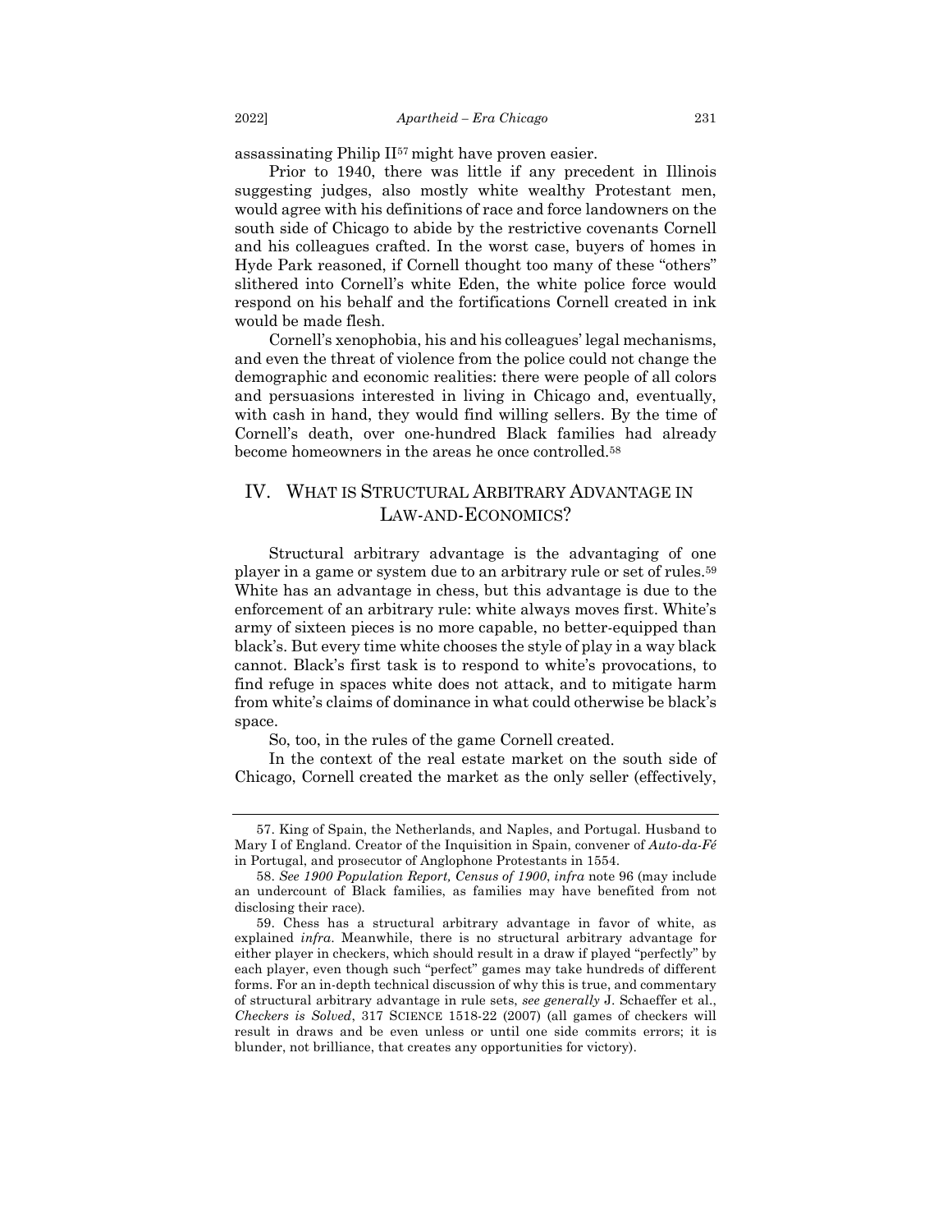assassinating Philip II[57] might have proven easier.

Prior to 1940, there was little if any precedent in Illinois suggesting judges, also mostly white wealthy Protestant men, would agree with his definitions of race and force landowners on the south side of Chicago to abide by the restrictive covenants Cornell and his colleagues crafted. In the worst case, buyers of homes in Hyde Park reasoned, if Cornell thought too many of these "others" slithered into Cornell's white Eden, the white police force would respond on his behalf and the fortifications Cornell created in ink would be made flesh.

Cornell's xenophobia, his and his colleagues' legal mechanisms, and even the threat of violence from the police could not change the demographic and economic realities: there were people of all colors and persuasions interested in living in Chicago and, eventually, with cash in hand, they would find willing sellers. By the time of Cornell's death, over one-hundred Black families had already become homeowners in the areas he once controlled.[58]

## IV. WHAT IS STRUCTURAL ARBITRARY ADVANTAGE IN LAW-AND-ECONOMICS?

Structural arbitrary advantage is the advantaging of one player in a game or system due to an arbitrary rule or set of rules.[59] White has an advantage in chess, but this advantage is due to the enforcement of an arbitrary rule: white always moves first. White's army of sixteen pieces is no more capable, no better-equipped than black's. But every time white chooses the style of play in a way black cannot. Black's first task is to respond to white's provocations, to find refuge in spaces white does not attack, and to mitigate harm from white's claims of dominance in what could otherwise be black's space.

So, too, in the rules of the game Cornell created.

In the context of the real estate market on the south side of Chicago, Cornell created the market as the only seller (effectively,

---

57. King of Spain, the Netherlands, and Naples, and Portugal. Husband to Mary I of England. Creator of the Inquisition in Spain, convener of *Auto-da-Fé* in Portugal, and prosecutor of Anglophone Protestants in 1554.

58. *See 1900 Population Report, Census of 1900*, *infra* note 96 (may include an undercount of Black families, as families may have benefited from not disclosing their race).

59. Chess has a structural arbitrary advantage in favor of white, as explained *infra*. Meanwhile, there is no structural arbitrary advantage for either player in checkers, which should result in a draw if played "perfectly" by each player, even though such "perfect" games may take hundreds of different forms. For an in-depth technical discussion of why this is true, and commentary of structural arbitrary advantage in rule sets, *see generally* J. Schaeffer et al., *Checkers is Solved*, 317 SCIENCE 1518-22 (2007) (all games of checkers will result in draws and be even unless or until one side commits errors; it is blunder, not brilliance, that creates any opportunities for victory).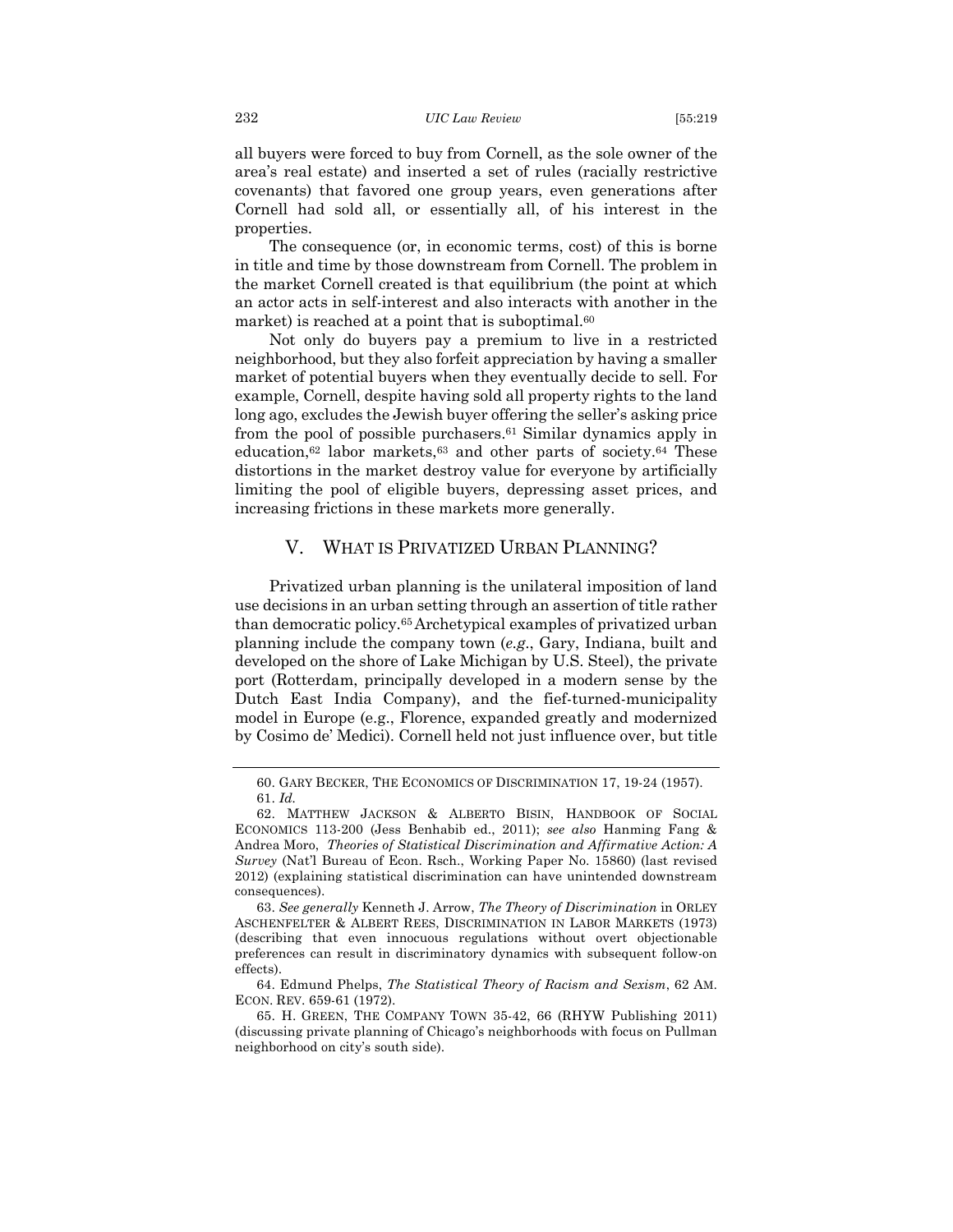all buyers were forced to buy from Cornell, as the sole owner of the area's real estate) and inserted a set of rules (racially restrictive covenants) that favored one group years, even generations after Cornell had sold all, or essentially all, of his interest in the properties.

The consequence (or, in economic terms, cost) of this is borne in title and time by those downstream from Cornell. The problem in the market Cornell created is that equilibrium (the point at which an actor acts in self-interest and also interacts with another in the market) is reached at a point that is suboptimal.[60]

Not only do buyers pay a premium to live in a restricted neighborhood, but they also forfeit appreciation by having a smaller market of potential buyers when they eventually decide to sell. For example, Cornell, despite having sold all property rights to the land long ago, excludes the Jewish buyer offering the seller's asking price from the pool of possible purchasers.[61] Similar dynamics apply in education,[62] labor markets,[63] and other parts of society.[64] These distortions in the market destroy value for everyone by artificially limiting the pool of eligible buyers, depressing asset prices, and increasing frictions in these markets more generally.

## V. WHAT IS PRIVATIZED URBAN PLANNING?

Privatized urban planning is the unilateral imposition of land use decisions in an urban setting through an assertion of title rather than democratic policy.[65] Archetypical examples of privatized urban planning include the company town (*e.g.*, Gary, Indiana, built and developed on the shore of Lake Michigan by U.S. Steel), the private port (Rotterdam, principally developed in a modern sense by the Dutch East India Company), and the fief-turned-municipality model in Europe (e.g., Florence, expanded greatly and modernized by Cosimo de' Medici). Cornell held not just influence over, but title

---

60. GARY BECKER, THE ECONOMICS OF DISCRIMINATION 17, 19-24 (1957).

61. *Id.*

62. MATTHEW JACKSON & ALBERTO BISIN, HANDBOOK OF SOCIAL ECONOMICS 113-200 (Jess Benhabib ed., 2011); *see also* Hanming Fang & Andrea Moro, *Theories of Statistical Discrimination and Affirmative Action: A Survey* (Nat'l Bureau of Econ. Rsch., Working Paper No. 15860) (last revised 2012) (explaining statistical discrimination can have unintended downstream consequences).

63. *See generally* Kenneth J. Arrow, *The Theory of Discrimination* in ORLEY ASCHENFELTER & ALBERT REES, DISCRIMINATION IN LABOR MARKETS (1973) (describing that even innocuous regulations without overt objectionable preferences can result in discriminatory dynamics with subsequent follow-on effects).

64. Edmund Phelps, *The Statistical Theory of Racism and Sexism*, 62 AM. ECON. REV. 659-61 (1972).

65. H. GREEN, THE COMPANY TOWN 35-42, 66 (RHYW Publishing 2011) (discussing private planning of Chicago's neighborhoods with focus on Pullman neighborhood on city's south side).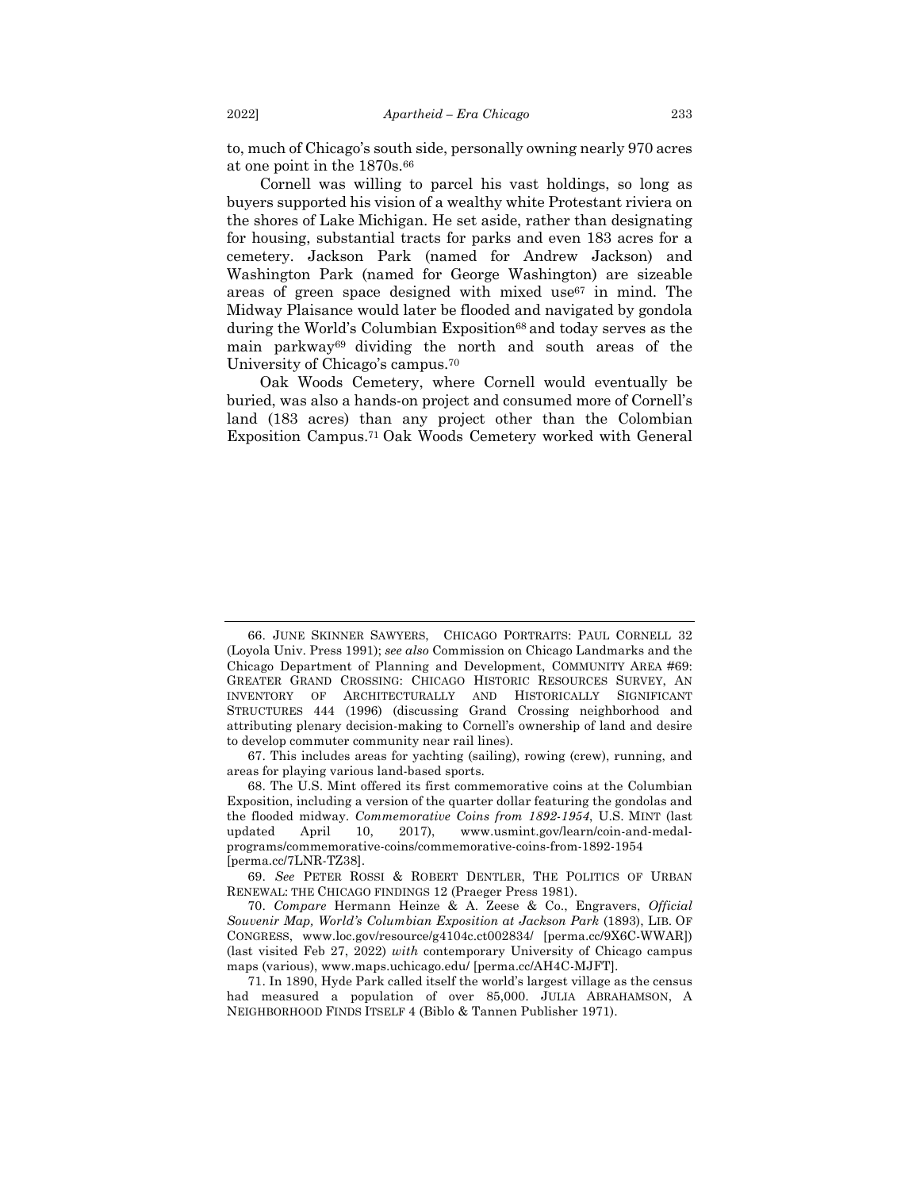to, much of Chicago's south side, personally owning nearly 970 acres at one point in the 1870s.[66]

Cornell was willing to parcel his vast holdings, so long as buyers supported his vision of a wealthy white Protestant riviera on the shores of Lake Michigan. He set aside, rather than designating for housing, substantial tracts for parks and even 183 acres for a cemetery. Jackson Park (named for Andrew Jackson) and Washington Park (named for George Washington) are sizeable areas of green space designed with mixed use[67] in mind. The Midway Plaisance would later be flooded and navigated by gondola during the World's Columbian Exposition[68] and today serves as the main parkway[69] dividing the north and south areas of the University of Chicago's campus.[70]

Oak Woods Cemetery, where Cornell would eventually be buried, was also a hands-on project and consumed more of Cornell's land (183 acres) than any project other than the Colombian Exposition Campus.[71] Oak Woods Cemetery worked with General

---

66. JUNE SKINNER SAWYERS, CHICAGO PORTRAITS: PAUL CORNELL 32 (Loyola Univ. Press 1991); *see also* Commission on Chicago Landmarks and the Chicago Department of Planning and Development, COMMUNITY AREA #69: GREATER GRAND CROSSING: CHICAGO HISTORIC RESOURCES SURVEY, AN INVENTORY OF ARCHITECTURALLY AND HISTORICALLY SIGNIFICANT STRUCTURES 444 (1996) (discussing Grand Crossing neighborhood and attributing plenary decision-making to Cornell's ownership of land and desire to develop commuter community near rail lines).

67. This includes areas for yachting (sailing), rowing (crew), running, and areas for playing various land-based sports.

68. The U.S. Mint offered its first commemorative coins at the Columbian Exposition, including a version of the quarter dollar featuring the gondolas and the flooded midway. *Commemorative Coins from 1892-1954*, U.S. MINT (last updated April 10, 2017), www.usmint.gov/learn/coin-and-medal-programs/commemorative-coins/commemorative-coins-from-1892-1954 [perma.cc/7LNR-TZ38].

69. *See* PETER ROSSI & ROBERT DENTLER, THE POLITICS OF URBAN RENEWAL: THE CHICAGO FINDINGS 12 (Praeger Press 1981).

70. *Compare* Hermann Heinze & A. Zeese & Co., Engravers, *Official Souvenir Map, World's Columbian Exposition at Jackson Park* (1893), LIB. OF CONGRESS, www.loc.gov/resource/g4104c.ct002834/ [perma.cc/9X6C-WWAR]) (last visited Feb 27, 2022) *with* contemporary University of Chicago campus maps (various), www.maps.uchicago.edu/ [perma.cc/AH4C-MJFT].

71. In 1890, Hyde Park called itself the world's largest village as the census had measured a population of over 85,000. JULIA ABRAHAMSON, A NEIGHBORHOOD FINDS ITSELF 4 (Biblo & Tannen Publisher 1971).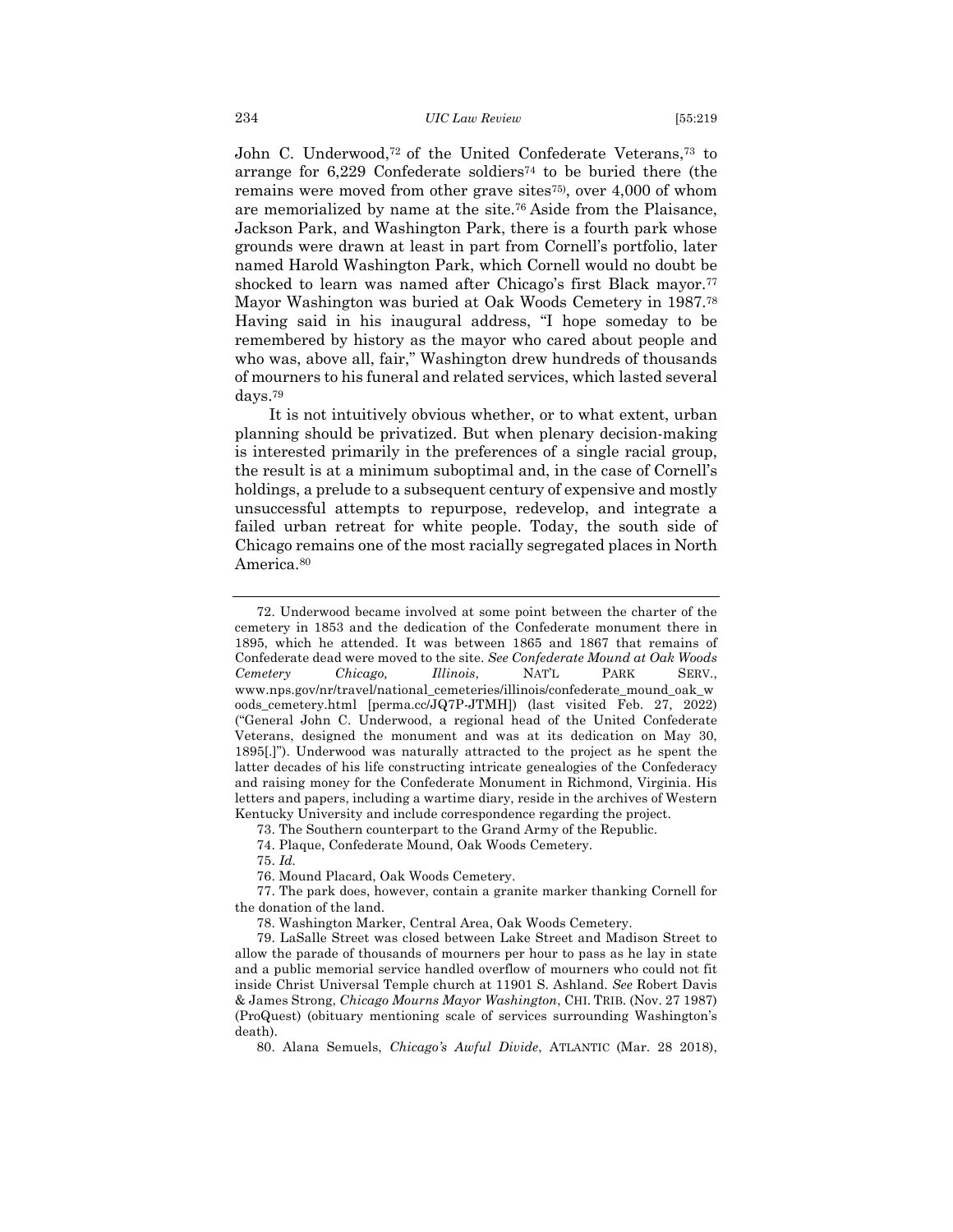John C. Underwood,[72] of the United Confederate Veterans,[73] to arrange for 6,229 Confederate soldiers[74] to be buried there (the remains were moved from other grave sites[75]), over 4,000 of whom are memorialized by name at the site.[76] Aside from the Plaisance, Jackson Park, and Washington Park, there is a fourth park whose grounds were drawn at least in part from Cornell's portfolio, later named Harold Washington Park, which Cornell would no doubt be shocked to learn was named after Chicago's first Black mayor.[77] Mayor Washington was buried at Oak Woods Cemetery in 1987.[78] Having said in his inaugural address, "I hope someday to be remembered by history as the mayor who cared about people and who was, above all, fair," Washington drew hundreds of thousands of mourners to his funeral and related services, which lasted several days.[79]

It is not intuitively obvious whether, or to what extent, urban planning should be privatized. But when plenary decision-making is interested primarily in the preferences of a single racial group, the result is at a minimum suboptimal and, in the case of Cornell's holdings, a prelude to a subsequent century of expensive and mostly unsuccessful attempts to repurpose, redevelop, and integrate a failed urban retreat for white people. Today, the south side of Chicago remains one of the most racially segregated places in North America.[80]

---

72. Underwood became involved at some point between the charter of the cemetery in 1853 and the dedication of the Confederate monument there in 1895, which he attended. It was between 1865 and 1867 that remains of Confederate dead were moved to the site. *See Confederate Mound at Oak Woods Cemetery Chicago, Illinois*, NAT'L PARK SERV., www.nps.gov/nr/travel/national_cemeteries/illinois/confederate_mound_oak_woods_cemetery.html [perma.cc/JQ7P-JTMH]) (last visited Feb. 27, 2022) ("General John C. Underwood, a regional head of the United Confederate Veterans, designed the monument and was at its dedication on May 30, 1895[.]"). Underwood was naturally attracted to the project as he spent the latter decades of his life constructing intricate genealogies of the Confederacy and raising money for the Confederate Monument in Richmond, Virginia. His letters and papers, including a wartime diary, reside in the archives of Western Kentucky University and include correspondence regarding the project.

73. The Southern counterpart to the Grand Army of the Republic.

74. Plaque, Confederate Mound, Oak Woods Cemetery.

75. *Id.*

76. Mound Placard, Oak Woods Cemetery.

77. The park does, however, contain a granite marker thanking Cornell for the donation of the land.

78. Washington Marker, Central Area, Oak Woods Cemetery.

79. LaSalle Street was closed between Lake Street and Madison Street to allow the parade of thousands of mourners per hour to pass as he lay in state and a public memorial service handled overflow of mourners who could not fit inside Christ Universal Temple church at 11901 S. Ashland. *See* Robert Davis & James Strong, *Chicago Mourns Mayor Washington*, CHI. TRIB. (Nov. 27 1987) (ProQuest) (obituary mentioning scale of services surrounding Washington's death).

80. Alana Semuels, *Chicago's Awful Divide*, ATLANTIC (Mar. 28 2018),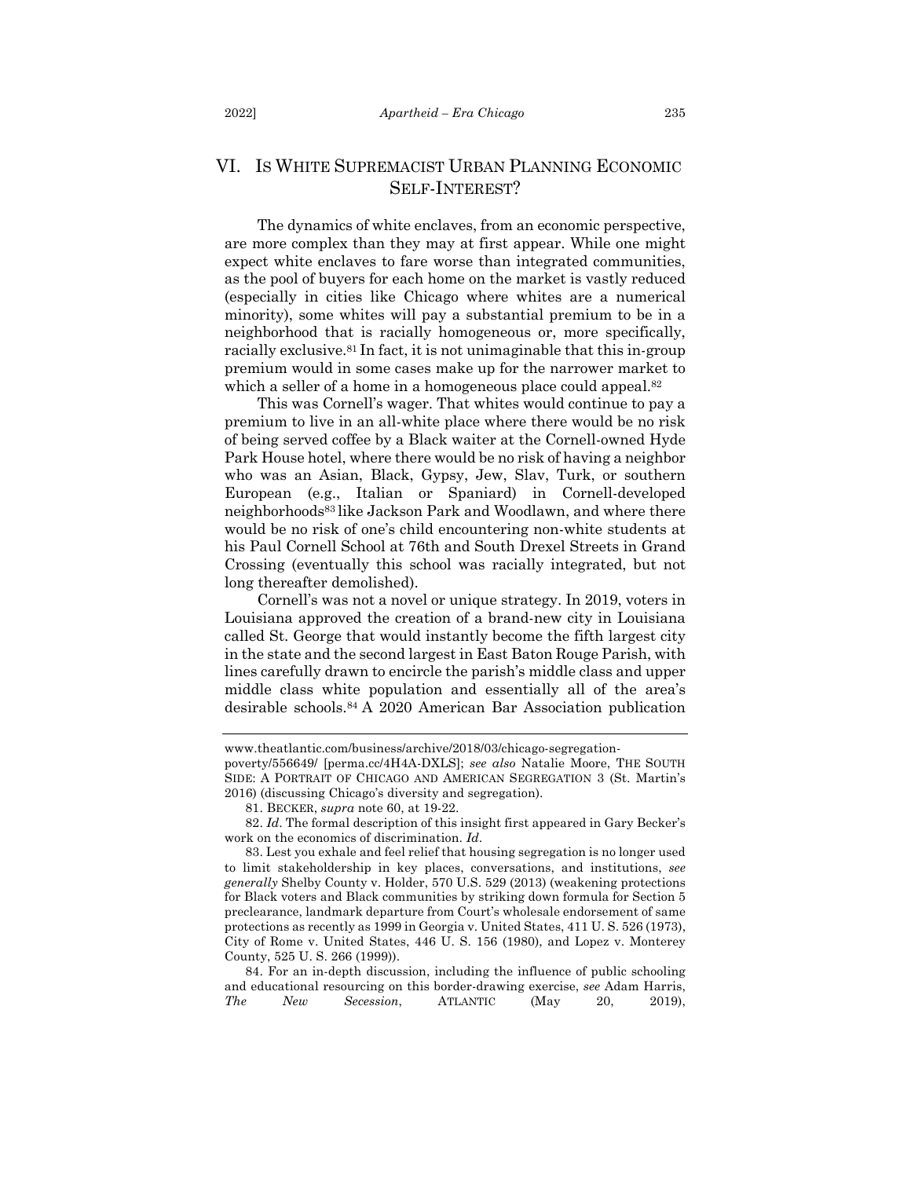## VI. IS WHITE SUPREMACIST URBAN PLANNING ECONOMIC SELF-INTEREST?

The dynamics of white enclaves, from an economic perspective, are more complex than they may at first appear. While one might expect white enclaves to fare worse than integrated communities, as the pool of buyers for each home on the market is vastly reduced (especially in cities like Chicago where whites are a numerical minority), some whites will pay a substantial premium to be in a neighborhood that is racially homogeneous or, more specifically, racially exclusive.[81] In fact, it is not unimaginable that this in-group premium would in some cases make up for the narrower market to which a seller of a home in a homogeneous place could appeal.[82]

This was Cornell's wager. That whites would continue to pay a premium to live in an all-white place where there would be no risk of being served coffee by a Black waiter at the Cornell-owned Hyde Park House hotel, where there would be no risk of having a neighbor who was an Asian, Black, Gypsy, Jew, Slav, Turk, or southern European (e.g., Italian or Spaniard) in Cornell-developed neighborhoods[83] like Jackson Park and Woodlawn, and where there would be no risk of one's child encountering non-white students at his Paul Cornell School at 76th and South Drexel Streets in Grand Crossing (eventually this school was racially integrated, but not long thereafter demolished).

Cornell's was not a novel or unique strategy. In 2019, voters in Louisiana approved the creation of a brand-new city in Louisiana called St. George that would instantly become the fifth largest city in the state and the second largest in East Baton Rouge Parish, with lines carefully drawn to encircle the parish's middle class and upper middle class white population and essentially all of the area's desirable schools.[84] A 2020 American Bar Association publication

---

www.theatlantic.com/business/archive/2018/03/chicago-segregation-poverty/556649/ [perma.cc/4H4A-DXLS]; *see also* Natalie Moore, THE SOUTH SIDE: A PORTRAIT OF CHICAGO AND AMERICAN SEGREGATION 3 (St. Martin's 2016) (discussing Chicago's diversity and segregation).

81. BECKER, *supra* note 60, at 19-22.

82. *Id*. The formal description of this insight first appeared in Gary Becker's work on the economics of discrimination. *Id*.

83. Lest you exhale and feel relief that housing segregation is no longer used to limit stakeholdership in key places, conversations, and institutions, *see generally* Shelby County v. Holder, 570 U.S. 529 (2013) (weakening protections for Black voters and Black communities by striking down formula for Section 5 preclearance, landmark departure from Court's wholesale endorsement of same protections as recently as 1999 in Georgia v. United States, 411 U. S. 526 (1973), City of Rome v. United States, 446 U. S. 156 (1980), and Lopez v. Monterey County, 525 U. S. 266 (1999)).

84. For an in-depth discussion, including the influence of public schooling and educational resourcing on this border-drawing exercise, *see* Adam Harris, *The New Secession*, ATLANTIC (May 20, 2019),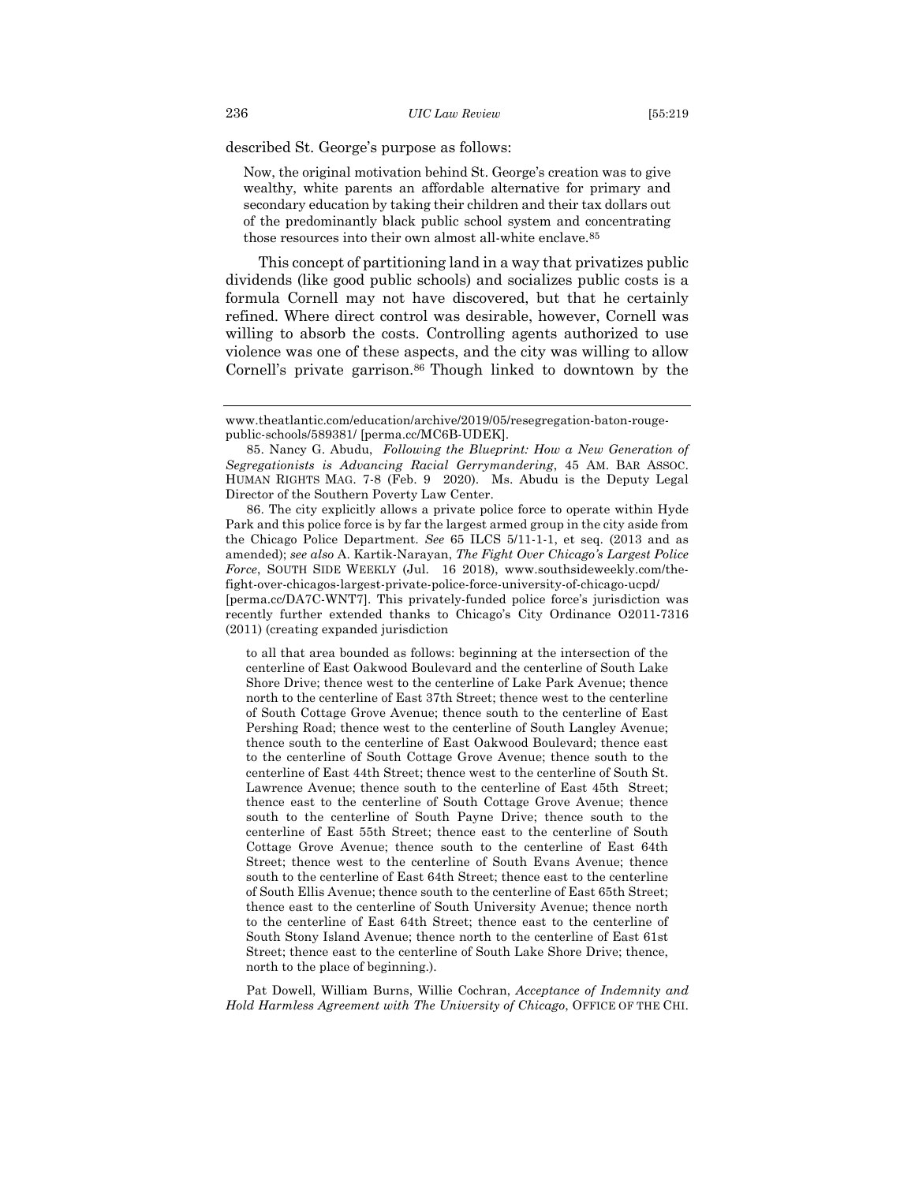described St. George's purpose as follows:

> Now, the original motivation behind St. George's creation was to give wealthy, white parents an affordable alternative for primary and secondary education by taking their children and their tax dollars out of the predominantly black public school system and concentrating those resources into their own almost all-white enclave.[85]

This concept of partitioning land in a way that privatizes public dividends (like good public schools) and socializes public costs is a formula Cornell may not have discovered, but that he certainly refined. Where direct control was desirable, however, Cornell was willing to absorb the costs. Controlling agents authorized to use violence was one of these aspects, and the city was willing to allow Cornell's private garrison.[86] Though linked to downtown by the

---

www.theatlantic.com/education/archive/2019/05/resegregation-baton-rouge-public-schools/589381/ [perma.cc/MC6B-UDEK].

85. Nancy G. Abudu, *Following the Blueprint: How a New Generation of Segregationists is Advancing Racial Gerrymandering*, 45 AM. BAR ASSOC. HUMAN RIGHTS MAG. 7-8 (Feb. 9 2020). Ms. Abudu is the Deputy Legal Director of the Southern Poverty Law Center.

86. The city explicitly allows a private police force to operate within Hyde Park and this police force is by far the largest armed group in the city aside from the Chicago Police Department. *See* 65 ILCS 5/11-1-1, et seq. (2013 and as amended); *see also* A. Kartik-Narayan, *The Fight Over Chicago's Largest Police Force*, SOUTH SIDE WEEKLY (Jul. 16 2018), www.southsideweekly.com/the-fight-over-chicagos-largest-private-police-force-university-of-chicago-ucpd/ [perma.cc/DA7C-WNT7]. This privately-funded police force's jurisdiction was recently further extended thanks to Chicago's City Ordinance O2011-7316 (2011) (creating expanded jurisdiction

> to all that area bounded as follows: beginning at the intersection of the centerline of East Oakwood Boulevard and the centerline of South Lake Shore Drive; thence west to the centerline of Lake Park Avenue; thence north to the centerline of East 37th Street; thence west to the centerline of South Cottage Grove Avenue; thence south to the centerline of East Pershing Road; thence west to the centerline of South Langley Avenue; thence south to the centerline of East Oakwood Boulevard; thence east to the centerline of South Cottage Grove Avenue; thence south to the centerline of East 44th Street; thence west to the centerline of South St. Lawrence Avenue; thence south to the centerline of East 45th Street; thence east to the centerline of South Cottage Grove Avenue; thence south to the centerline of South Payne Drive; thence south to the centerline of East 55th Street; thence east to the centerline of South Cottage Grove Avenue; thence south to the centerline of East 64th Street; thence west to the centerline of South Evans Avenue; thence south to the centerline of East 64th Street; thence east to the centerline of South Ellis Avenue; thence south to the centerline of East 65th Street; thence east to the centerline of South University Avenue; thence north to the centerline of East 64th Street; thence east to the centerline of South Stony Island Avenue; thence north to the centerline of East 61st Street; thence east to the centerline of South Lake Shore Drive; thence, north to the place of beginning.).

Pat Dowell, William Burns, Willie Cochran, *Acceptance of Indemnity and Hold Harmless Agreement with The University of Chicago*, OFFICE OF THE CHI.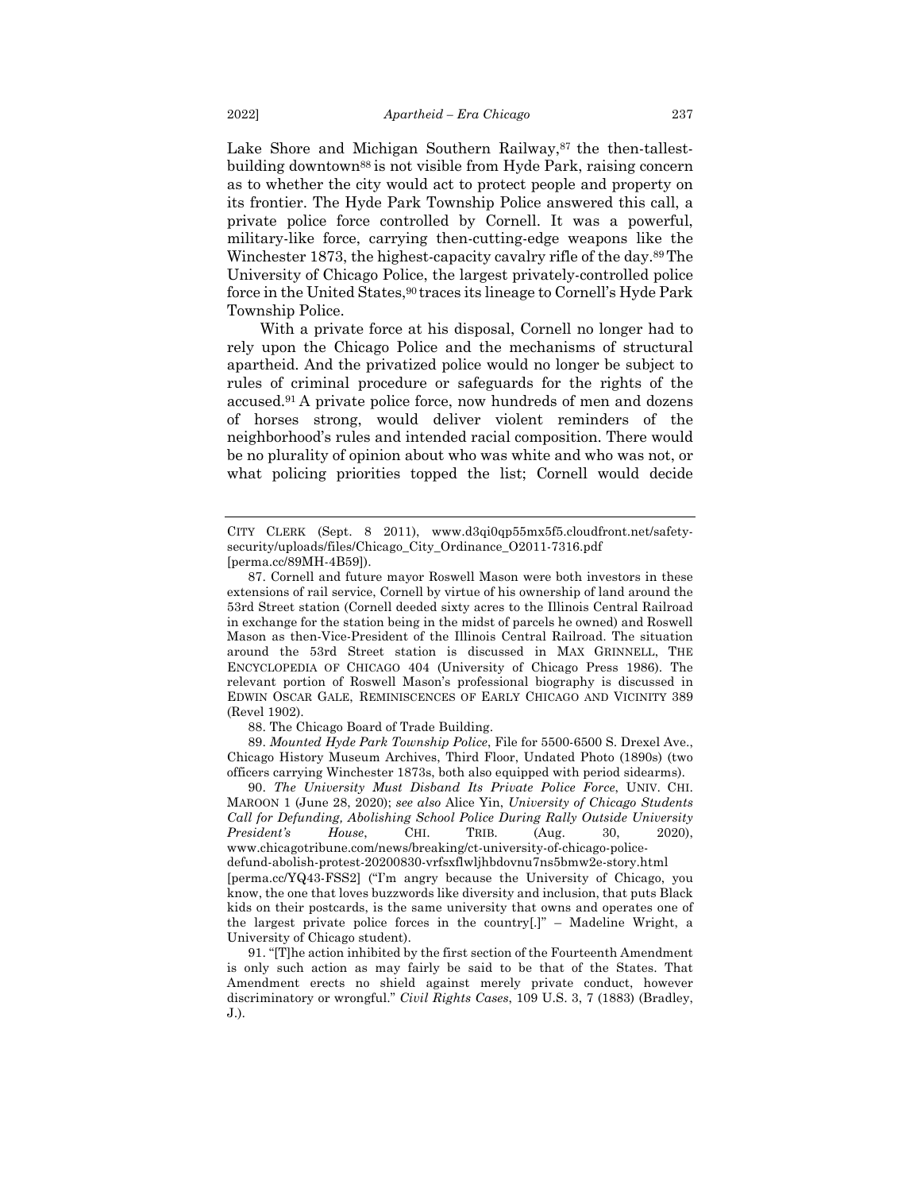Lake Shore and Michigan Southern Railway,[87] the then-tallest-building downtown[88] is not visible from Hyde Park, raising concern as to whether the city would act to protect people and property on its frontier. The Hyde Park Township Police answered this call, a private police force controlled by Cornell. It was a powerful, military-like force, carrying then-cutting-edge weapons like the Winchester 1873, the highest-capacity cavalry rifle of the day.[89] The University of Chicago Police, the largest privately-controlled police force in the United States,[90] traces its lineage to Cornell's Hyde Park Township Police.

With a private force at his disposal, Cornell no longer had to rely upon the Chicago Police and the mechanisms of structural apartheid. And the privatized police would no longer be subject to rules of criminal procedure or safeguards for the rights of the accused.[91] A private police force, now hundreds of men and dozens of horses strong, would deliver violent reminders of the neighborhood's rules and intended racial composition. There would be no plurality of opinion about who was white and who was not, or what policing priorities topped the list; Cornell would decide

---

CITY CLERK (Sept. 8 2011), www.d3qi0qp55mx5f5.cloudfront.net/safety-security/uploads/files/Chicago_City_Ordinance_O2011-7316.pdf [perma.cc/89MH-4B59]).

87. Cornell and future mayor Roswell Mason were both investors in these extensions of rail service, Cornell by virtue of his ownership of land around the 53rd Street station (Cornell deeded sixty acres to the Illinois Central Railroad in exchange for the station being in the midst of parcels he owned) and Roswell Mason as then-Vice-President of the Illinois Central Railroad. The situation around the 53rd Street station is discussed in MAX GRINNELL, THE ENCYCLOPEDIA OF CHICAGO 404 (University of Chicago Press 1986). The relevant portion of Roswell Mason's professional biography is discussed in EDWIN OSCAR GALE, REMINISCENCES OF EARLY CHICAGO AND VICINITY 389 (Revel 1902).

88. The Chicago Board of Trade Building.

89. *Mounted Hyde Park Township Police*, File for 5500-6500 S. Drexel Ave., Chicago History Museum Archives, Third Floor, Undated Photo (1890s) (two officers carrying Winchester 1873s, both also equipped with period sidearms).

90. *The University Must Disband Its Private Police Force*, UNIV. CHI. MAROON 1 (June 28, 2020); *see also* Alice Yin, *University of Chicago Students Call for Defunding, Abolishing School Police During Rally Outside University President's House*, CHI. TRIB. (Aug. 30, 2020), www.chicagotribune.com/news/breaking/ct-university-of-chicago-police-defund-abolish-protest-20200830-vrfsxflwljhbdovnu7ns5bmw2e-story.html [perma.cc/YQ43-FSS2] ("I'm angry because the University of Chicago, you know, the one that loves buzzwords like diversity and inclusion, that puts Black kids on their postcards, is the same university that owns and operates one of the largest private police forces in the country[.]" – Madeline Wright, a University of Chicago student).

91. "[T]he action inhibited by the first section of the Fourteenth Amendment is only such action as may fairly be said to be that of the States. That Amendment erects no shield against merely private conduct, however discriminatory or wrongful." *Civil Rights Cases*, 109 U.S. 3, 7 (1883) (Bradley, J.).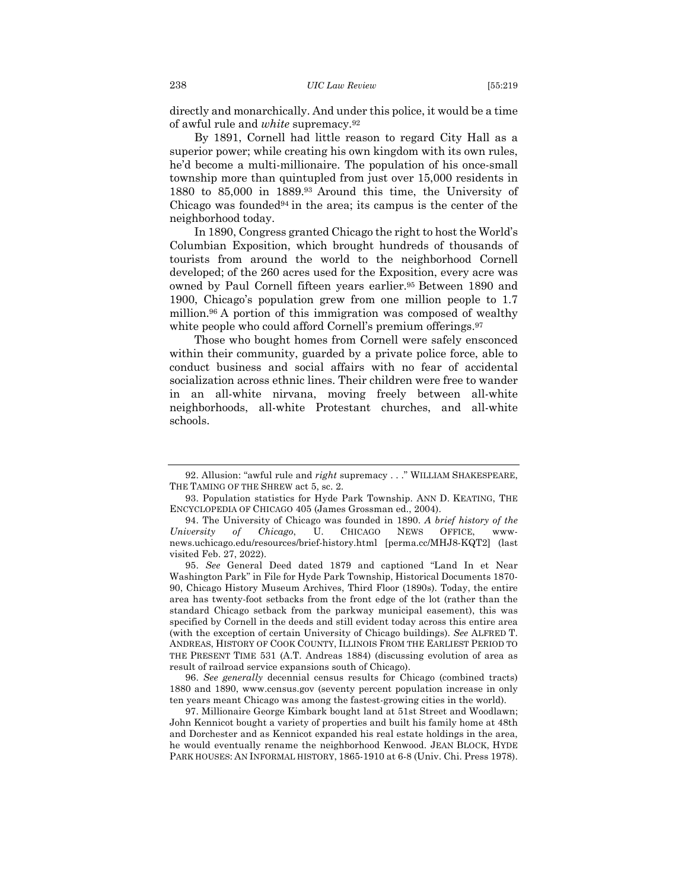directly and monarchically. And under this police, it would be a time of awful rule and *white* supremacy.[92]

By 1891, Cornell had little reason to regard City Hall as a superior power; while creating his own kingdom with its own rules, he'd become a multi-millionaire. The population of his once-small township more than quintupled from just over 15,000 residents in 1880 to 85,000 in 1889.[93] Around this time, the University of Chicago was founded[94] in the area; its campus is the center of the neighborhood today.

In 1890, Congress granted Chicago the right to host the World's Columbian Exposition, which brought hundreds of thousands of tourists from around the world to the neighborhood Cornell developed; of the 260 acres used for the Exposition, every acre was owned by Paul Cornell fifteen years earlier.[95] Between 1890 and 1900, Chicago's population grew from one million people to 1.7 million.[96] A portion of this immigration was composed of wealthy white people who could afford Cornell's premium offerings.[97]

Those who bought homes from Cornell were safely ensconced within their community, guarded by a private police force, able to conduct business and social affairs with no fear of accidental socialization across ethnic lines. Their children were free to wander in an all-white nirvana, moving freely between all-white neighborhoods, all-white Protestant churches, and all-white schools.

---

92. Allusion: "awful rule and *right* supremacy . . ." WILLIAM SHAKESPEARE, THE TAMING OF THE SHREW act 5, sc. 2.

93. Population statistics for Hyde Park Township. ANN D. KEATING, THE ENCYCLOPEDIA OF CHICAGO 405 (James Grossman ed., 2004).

94. The University of Chicago was founded in 1890. *A brief history of the University of Chicago*, U. CHICAGO NEWS OFFICE, www-news.uchicago.edu/resources/brief-history.html [perma.cc/MHJ8-KQT2] (last visited Feb. 27, 2022).

95. *See* General Deed dated 1879 and captioned "Land In et Near Washington Park" in File for Hyde Park Township, Historical Documents 1870-90, Chicago History Museum Archives, Third Floor (1890s). Today, the entire area has twenty-foot setbacks from the front edge of the lot (rather than the standard Chicago setback from the parkway municipal easement), this was specified by Cornell in the deeds and still evident today across this entire area (with the exception of certain University of Chicago buildings). *See* ALFRED T. ANDREAS, HISTORY OF COOK COUNTY, ILLINOIS FROM THE EARLIEST PERIOD TO THE PRESENT TIME 531 (A.T. Andreas 1884) (discussing evolution of area as result of railroad service expansions south of Chicago).

96. *See generally* decennial census results for Chicago (combined tracts) 1880 and 1890, www.census.gov (seventy percent population increase in only ten years meant Chicago was among the fastest-growing cities in the world).

97. Millionaire George Kimbark bought land at 51st Street and Woodlawn; John Kennicot bought a variety of properties and built his family home at 48th and Dorchester and as Kennicot expanded his real estate holdings in the area, he would eventually rename the neighborhood Kenwood. JEAN BLOCK, HYDE PARK HOUSES: AN INFORMAL HISTORY, 1865-1910 at 6-8 (Univ. Chi. Press 1978).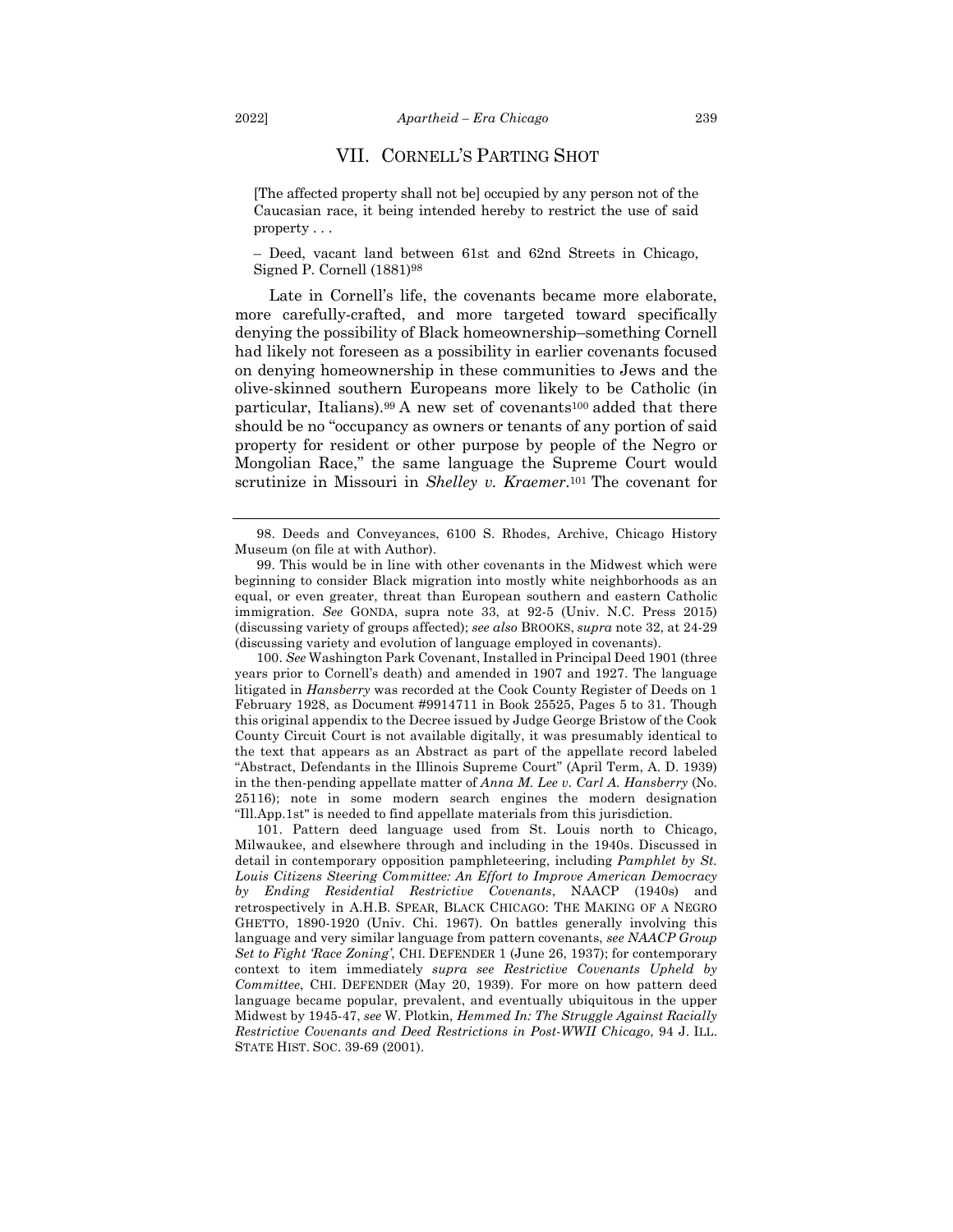## VII. CORNELL'S PARTING SHOT

> [The affected property shall not be] occupied by any person not of the Caucasian race, it being intended hereby to restrict the use of said property . . .
>
> – Deed, vacant land between 61st and 62nd Streets in Chicago, Signed P. Cornell (1881)[98]

Late in Cornell's life, the covenants became more elaborate, more carefully-crafted, and more targeted toward specifically denying the possibility of Black homeownership–something Cornell had likely not foreseen as a possibility in earlier covenants focused on denying homeownership in these communities to Jews and the olive-skinned southern Europeans more likely to be Catholic (in particular, Italians).[99] A new set of covenants[100] added that there should be no "occupancy as owners or tenants of any portion of said property for resident or other purpose by people of the Negro or Mongolian Race," the same language the Supreme Court would scrutinize in Missouri in *Shelley v. Kraemer*.[101] The covenant for

---

98. Deeds and Conveyances, 6100 S. Rhodes, Archive, Chicago History Museum (on file at with Author).

99. This would be in line with other covenants in the Midwest which were beginning to consider Black migration into mostly white neighborhoods as an equal, or even greater, threat than European southern and eastern Catholic immigration. *See* GONDA, supra note 33, at 92-5 (Univ. N.C. Press 2015) (discussing variety of groups affected); *see also* BROOKS, *supra* note 32, at 24-29 (discussing variety and evolution of language employed in covenants).

100. *See* Washington Park Covenant, Installed in Principal Deed 1901 (three years prior to Cornell's death) and amended in 1907 and 1927. The language litigated in *Hansberry* was recorded at the Cook County Register of Deeds on 1 February 1928, as Document #9914711 in Book 25525, Pages 5 to 31. Though this original appendix to the Decree issued by Judge George Bristow of the Cook County Circuit Court is not available digitally, it was presumably identical to the text that appears as an Abstract as part of the appellate record labeled "Abstract, Defendants in the Illinois Supreme Court" (April Term, A. D. 1939) in the then-pending appellate matter of *Anna M. Lee v. Carl A. Hansberry* (No. 25116); note in some modern search engines the modern designation "Ill.App.1st" is needed to find appellate materials from this jurisdiction.

101. Pattern deed language used from St. Louis north to Chicago, Milwaukee, and elsewhere through and including in the 1940s. Discussed in detail in contemporary opposition pamphleteering, including *Pamphlet by St. Louis Citizens Steering Committee: An Effort to Improve American Democracy by Ending Residential Restrictive Covenants*, NAACP (1940s) and retrospectively in A.H.B. SPEAR, BLACK CHICAGO: THE MAKING OF A NEGRO GHETTO, 1890-1920 (Univ. Chi. 1967). On battles generally involving this language and very similar language from pattern covenants, *see NAACP Group Set to Fight 'Race Zoning'*, CHI. DEFENDER 1 (June 26, 1937); for contemporary context to item immediately *supra see Restrictive Covenants Upheld by Committee*, CHI. DEFENDER (May 20, 1939). For more on how pattern deed language became popular, prevalent, and eventually ubiquitous in the upper Midwest by 1945-47, *see* W. Plotkin, *Hemmed In: The Struggle Against Racially Restrictive Covenants and Deed Restrictions in Post-WWII Chicago*, 94 J. ILL. STATE HIST. SOC. 39-69 (2001).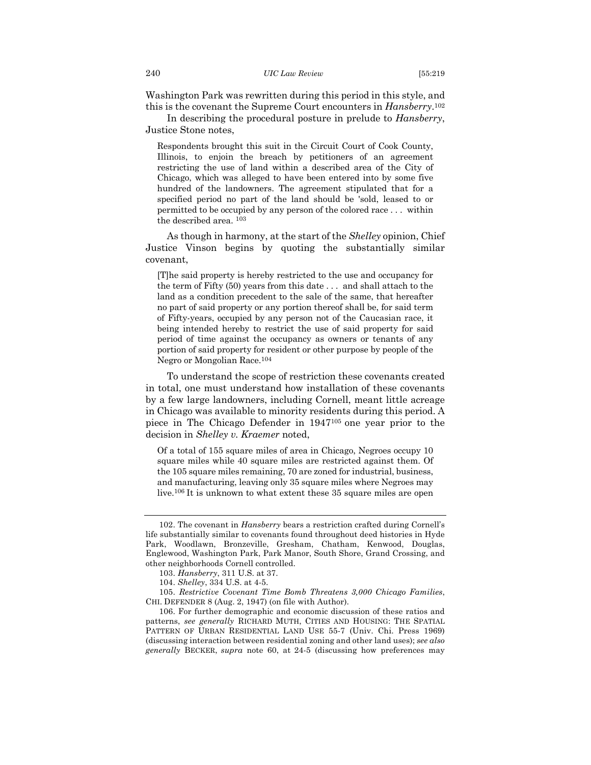Washington Park was rewritten during this period in this style, and this is the covenant the Supreme Court encounters in *Hansberry*.[102]

In describing the procedural posture in prelude to *Hansberry*, Justice Stone notes,

> Respondents brought this suit in the Circuit Court of Cook County, Illinois, to enjoin the breach by petitioners of an agreement restricting the use of land within a described area of the City of Chicago, which was alleged to have been entered into by some five hundred of the landowners. The agreement stipulated that for a specified period no part of the land should be 'sold, leased to or permitted to be occupied by any person of the colored race . . . within the described area. [103]

As though in harmony, at the start of the *Shelley* opinion, Chief Justice Vinson begins by quoting the substantially similar covenant,

> [T]he said property is hereby restricted to the use and occupancy for the term of Fifty (50) years from this date . . . and shall attach to the land as a condition precedent to the sale of the same, that hereafter no part of said property or any portion thereof shall be, for said term of Fifty-years, occupied by any person not of the Caucasian race, it being intended hereby to restrict the use of said property for said period of time against the occupancy as owners or tenants of any portion of said property for resident or other purpose by people of the Negro or Mongolian Race.[104]

To understand the scope of restriction these covenants created in total, one must understand how installation of these covenants by a few large landowners, including Cornell, meant little acreage in Chicago was available to minority residents during this period. A piece in The Chicago Defender in 1947[105] one year prior to the decision in *Shelley v. Kraemer* noted,

> Of a total of 155 square miles of area in Chicago, Negroes occupy 10 square miles while 40 square miles are restricted against them. Of the 105 square miles remaining, 70 are zoned for industrial, business, and manufacturing, leaving only 35 square miles where Negroes may live.[106] It is unknown to what extent these 35 square miles are open

---

102. The covenant in *Hansberry* bears a restriction crafted during Cornell's life substantially similar to covenants found throughout deed histories in Hyde Park, Woodlawn, Bronzeville, Gresham, Chatham, Kenwood, Douglas, Englewood, Washington Park, Park Manor, South Shore, Grand Crossing, and other neighborhoods Cornell controlled.

103. *Hansberry*, 311 U.S. at 37.

104. *Shelley*, 334 U.S. at 4-5.

105. *Restrictive Covenant Time Bomb Threatens 3,000 Chicago Families*, CHI. DEFENDER 8 (Aug. 2, 1947) (on file with Author).

106. For further demographic and economic discussion of these ratios and patterns, *see generally* RICHARD MUTH, CITIES AND HOUSING: THE SPATIAL PATTERN OF URBAN RESIDENTIAL LAND USE 55-7 (Univ. Chi. Press 1969) (discussing interaction between residential zoning and other land uses); *see also generally* BECKER, *supra* note 60, at 24-5 (discussing how preferences may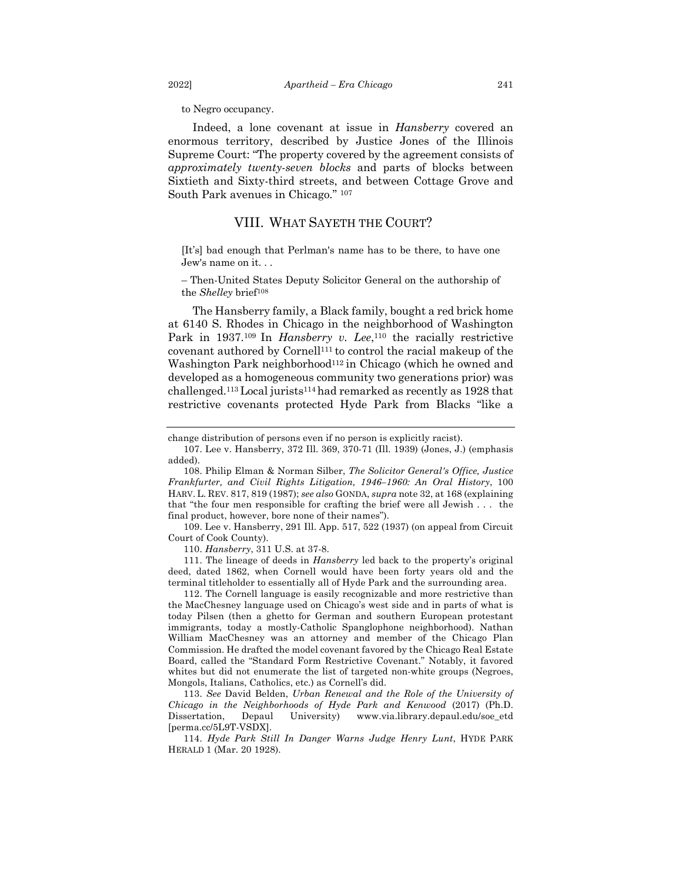to Negro occupancy.

Indeed, a lone covenant at issue in *Hansberry* covered an enormous territory, described by Justice Jones of the Illinois Supreme Court: "The property covered by the agreement consists of *approximately twenty-seven blocks* and parts of blocks between Sixtieth and Sixty-third streets, and between Cottage Grove and South Park avenues in Chicago." [107]

## VIII. WHAT SAYETH THE COURT?

> [It's] bad enough that Perlman's name has to be there, to have one Jew's name on it. . .
>
> – Then-United States Deputy Solicitor General on the authorship of the *Shelley* brief[108]

The Hansberry family, a Black family, bought a red brick home at 6140 S. Rhodes in Chicago in the neighborhood of Washington Park in 1937.[109] In *Hansberry v. Lee*,[110] the racially restrictive covenant authored by Cornell[111] to control the racial makeup of the Washington Park neighborhood[112] in Chicago (which he owned and developed as a homogeneous community two generations prior) was challenged.[113] Local jurists[114] had remarked as recently as 1928 that restrictive covenants protected Hyde Park from Blacks "like a

---

change distribution of persons even if no person is explicitly racist).

107. Lee v. Hansberry, 372 Ill. 369, 370-71 (Ill. 1939) (Jones, J.) (emphasis added).

108. Philip Elman & Norman Silber, *The Solicitor General's Office, Justice Frankfurter, and Civil Rights Litigation, 1946–1960: An Oral History*, 100 HARV. L. REV. 817, 819 (1987); *see also* GONDA, *supra* note 32, at 168 (explaining that "the four men responsible for crafting the brief were all Jewish . . . the final product, however, bore none of their names").

109. Lee v. Hansberry, 291 Ill. App. 517, 522 (1937) (on appeal from Circuit Court of Cook County).

110. *Hansberry*, 311 U.S. at 37-8.

111. The lineage of deeds in *Hansberry* led back to the property's original deed, dated 1862, when Cornell would have been forty years old and the terminal titleholder to essentially all of Hyde Park and the surrounding area.

112. The Cornell language is easily recognizable and more restrictive than the MacChesney language used on Chicago's west side and in parts of what is today Pilsen (then a ghetto for German and southern European protestant immigrants, today a mostly-Catholic Spanglophone neighborhood). Nathan William MacChesney was an attorney and member of the Chicago Plan Commission. He drafted the model covenant favored by the Chicago Real Estate Board, called the "Standard Form Restrictive Covenant." Notably, it favored whites but did not enumerate the list of targeted non-white groups (Negroes, Mongols, Italians, Catholics, etc.) as Cornell's did.

113. *See* David Belden, *Urban Renewal and the Role of the University of Chicago in the Neighborhoods of Hyde Park and Kenwood* (2017) (Ph.D. Dissertation, Depaul University) www.via.library.depaul.edu/soe_etd [perma.cc/5L9T-VSDX].

114. *Hyde Park Still In Danger Warns Judge Henry Lunt*, HYDE PARK HERALD 1 (Mar. 20 1928).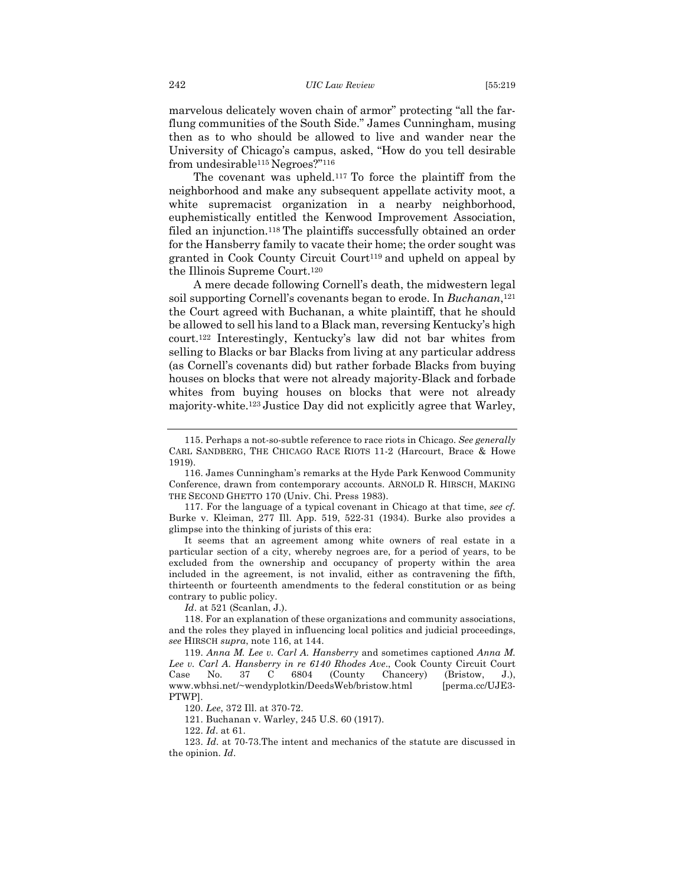marvelous delicately woven chain of armor" protecting "all the far-flung communities of the South Side." James Cunningham, musing then as to who should be allowed to live and wander near the University of Chicago's campus, asked, "How do you tell desirable from undesirable[115] Negroes?"[116]

The covenant was upheld.[117] To force the plaintiff from the neighborhood and make any subsequent appellate activity moot, a white supremacist organization in a nearby neighborhood, euphemistically entitled the Kenwood Improvement Association, filed an injunction.[118] The plaintiffs successfully obtained an order for the Hansberry family to vacate their home; the order sought was granted in Cook County Circuit Court[119] and upheld on appeal by the Illinois Supreme Court.[120]

A mere decade following Cornell's death, the midwestern legal soil supporting Cornell's covenants began to erode. In *Buchanan*,[121] the Court agreed with Buchanan, a white plaintiff, that he should be allowed to sell his land to a Black man, reversing Kentucky's high court.[122] Interestingly, Kentucky's law did not bar whites from selling to Blacks or bar Blacks from living at any particular address (as Cornell's covenants did) but rather forbade Blacks from buying houses on blocks that were not already majority-Black and forbade whites from buying houses on blocks that were not already majority-white.[123] Justice Day did not explicitly agree that Warley,

---

115. Perhaps a not-so-subtle reference to race riots in Chicago. *See generally* CARL SANDBERG, THE CHICAGO RACE RIOTS 11-2 (Harcourt, Brace & Howe 1919).

116. James Cunningham's remarks at the Hyde Park Kenwood Community Conference, drawn from contemporary accounts. ARNOLD R. HIRSCH, MAKING THE SECOND GHETTO 170 (Univ. Chi. Press 1983).

117. For the language of a typical covenant in Chicago at that time, *see cf.* Burke v. Kleiman, 277 Ill. App. 519, 522-31 (1934). Burke also provides a glimpse into the thinking of jurists of this era:

> It seems that an agreement among white owners of real estate in a particular section of a city, whereby negroes are, for a period of years, to be excluded from the ownership and occupancy of property within the area included in the agreement, is not invalid, either as contravening the fifth, thirteenth or fourteenth amendments to the federal constitution or as being contrary to public policy.

*Id*. at 521 (Scanlan, J.).

118. For an explanation of these organizations and community associations, and the roles they played in influencing local politics and judicial proceedings, *see* HIRSCH *supra*, note 116, at 144.

119. *Anna M. Lee v. Carl A. Hansberry* and sometimes captioned *Anna M. Lee v. Carl A. Hansberry in re 6140 Rhodes Ave*., Cook County Circuit Court Case No. 37 C 6804 (County Chancery) (Bristow, J.), www.wbhsi.net/~wendyplotkin/DeedsWeb/bristow.html [perma.cc/UJE3-PTWP].

120. *Lee*, 372 Ill. at 370-72.

121. Buchanan v. Warley, 245 U.S. 60 (1917).

122. *Id*. at 61.

123. *Id*. at 70-73.The intent and mechanics of the statute are discussed in the opinion. *Id*.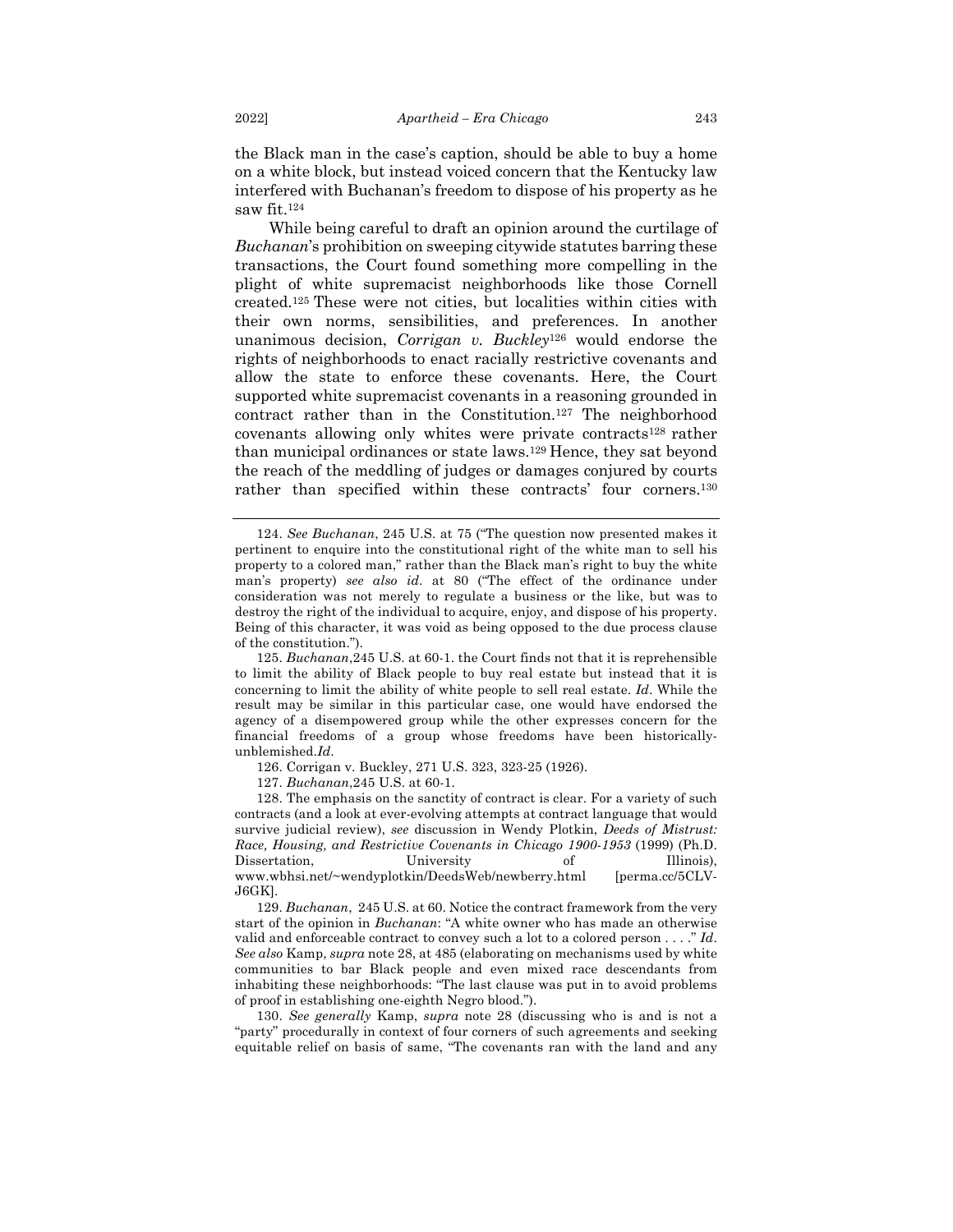the Black man in the case's caption, should be able to buy a home on a white block, but instead voiced concern that the Kentucky law interfered with Buchanan's freedom to dispose of his property as he saw fit.[124]

While being careful to draft an opinion around the curtilage of *Buchanan*'s prohibition on sweeping citywide statutes barring these transactions, the Court found something more compelling in the plight of white supremacist neighborhoods like those Cornell created.[125] These were not cities, but localities within cities with their own norms, sensibilities, and preferences. In another unanimous decision, *Corrigan v. Buckley*[126] would endorse the rights of neighborhoods to enact racially restrictive covenants and allow the state to enforce these covenants. Here, the Court supported white supremacist covenants in a reasoning grounded in contract rather than in the Constitution.[127] The neighborhood covenants allowing only whites were private contracts[128] rather than municipal ordinances or state laws.[129] Hence, they sat beyond the reach of the meddling of judges or damages conjured by courts rather than specified within these contracts' four corners.[130]

---

124. *See Buchanan*, 245 U.S. at 75 ("The question now presented makes it pertinent to enquire into the constitutional right of the white man to sell his property to a colored man," rather than the Black man's right to buy the white man's property) *see also id*. at 80 ("The effect of the ordinance under consideration was not merely to regulate a business or the like, but was to destroy the right of the individual to acquire, enjoy, and dispose of his property. Being of this character, it was void as being opposed to the due process clause of the constitution.").

125. *Buchanan*,245 U.S. at 60-1. the Court finds not that it is reprehensible to limit the ability of Black people to buy real estate but instead that it is concerning to limit the ability of white people to sell real estate. *Id*. While the result may be similar in this particular case, one would have endorsed the agency of a disempowered group while the other expresses concern for the financial freedoms of a group whose freedoms have been historically-unblemished.*Id*.

126. Corrigan v. Buckley, 271 U.S. 323, 323-25 (1926).

127. *Buchanan*,245 U.S. at 60-1.

128. The emphasis on the sanctity of contract is clear. For a variety of such contracts (and a look at ever-evolving attempts at contract language that would survive judicial review), *see* discussion in Wendy Plotkin, *Deeds of Mistrust: Race, Housing, and Restrictive Covenants in Chicago 1900-1953* (1999) (Ph.D. Dissertation, University of Illinois), www.wbhsi.net/~wendyplotkin/DeedsWeb/newberry.html [perma.cc/5CLV-J6GK].

129. *Buchanan*, 245 U.S. at 60. Notice the contract framework from the very start of the opinion in *Buchanan*: "A white owner who has made an otherwise valid and enforceable contract to convey such a lot to a colored person . . . ." *Id*. *See also* Kamp, *supra* note 28, at 485 (elaborating on mechanisms used by white communities to bar Black people and even mixed race descendants from inhabiting these neighborhoods: "The last clause was put in to avoid problems of proof in establishing one-eighth Negro blood.").

130. *See generally* Kamp, *supra* note 28 (discussing who is and is not a "party" procedurally in context of four corners of such agreements and seeking equitable relief on basis of same, "The covenants ran with the land and any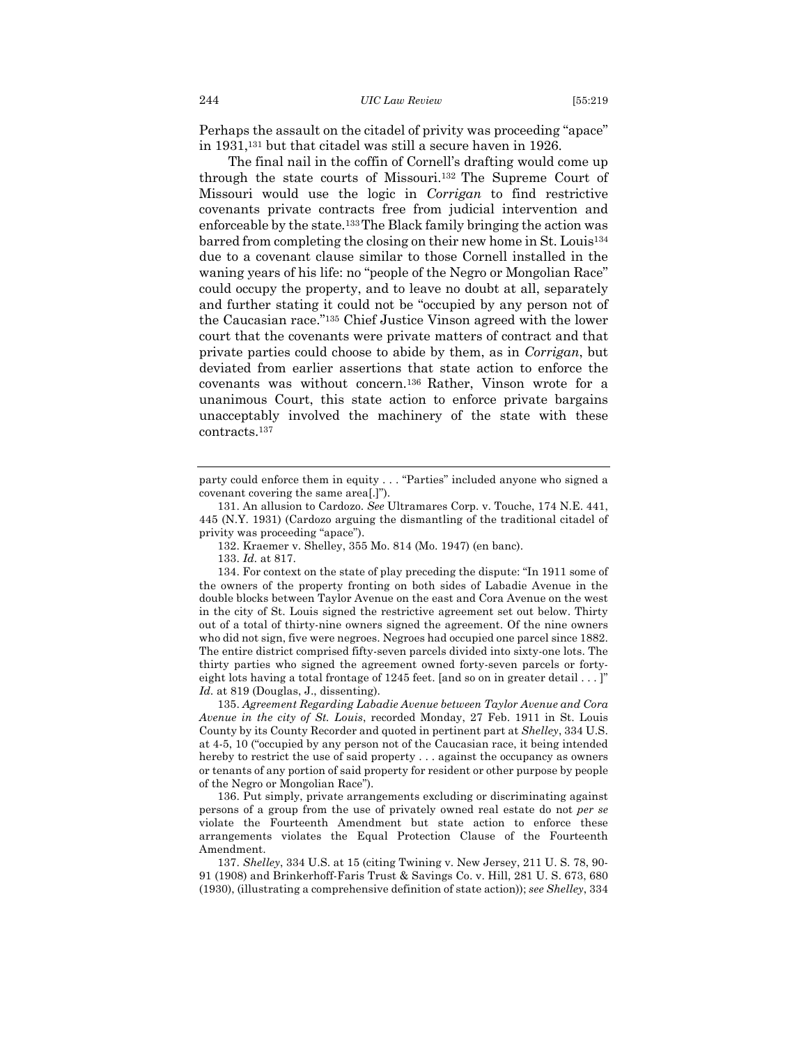Perhaps the assault on the citadel of privity was proceeding "apace" in 1931,[131] but that citadel was still a secure haven in 1926.

The final nail in the coffin of Cornell's drafting would come up through the state courts of Missouri.[132] The Supreme Court of Missouri would use the logic in *Corrigan* to find restrictive covenants private contracts free from judicial intervention and enforceable by the state.[133] The Black family bringing the action was barred from completing the closing on their new home in St. Louis[134] due to a covenant clause similar to those Cornell installed in the waning years of his life: no "people of the Negro or Mongolian Race" could occupy the property, and to leave no doubt at all, separately and further stating it could not be "occupied by any person not of the Caucasian race."[135] Chief Justice Vinson agreed with the lower court that the covenants were private matters of contract and that private parties could choose to abide by them, as in *Corrigan*, but deviated from earlier assertions that state action to enforce the covenants was without concern.[136] Rather, Vinson wrote for a unanimous Court, this state action to enforce private bargains unacceptably involved the machinery of the state with these contracts.[137]

---

party could enforce them in equity . . . "Parties" included anyone who signed a covenant covering the same area[.]").

131. An allusion to Cardozo. *See* Ultramares Corp. v. Touche, 174 N.E. 441, 445 (N.Y. 1931) (Cardozo arguing the dismantling of the traditional citadel of privity was proceeding "apace").

132. Kraemer v. Shelley, 355 Mo. 814 (Mo. 1947) (en banc).

133. *Id.* at 817.

134. For context on the state of play preceding the dispute: "In 1911 some of the owners of the property fronting on both sides of Labadie Avenue in the double blocks between Taylor Avenue on the east and Cora Avenue on the west in the city of St. Louis signed the restrictive agreement set out below. Thirty out of a total of thirty-nine owners signed the agreement. Of the nine owners who did not sign, five were negroes. Negroes had occupied one parcel since 1882. The entire district comprised fifty-seven parcels divided into sixty-one lots. The thirty parties who signed the agreement owned forty-seven parcels or forty-eight lots having a total frontage of 1245 feet. [and so on in greater detail . . . ]" *Id.* at 819 (Douglas, J., dissenting).

135. *Agreement Regarding Labadie Avenue between Taylor Avenue and Cora Avenue in the city of St. Louis*, recorded Monday, 27 Feb. 1911 in St. Louis County by its County Recorder and quoted in pertinent part at *Shelley*, 334 U.S. at 4-5, 10 ("occupied by any person not of the Caucasian race, it being intended hereby to restrict the use of said property . . . against the occupancy as owners or tenants of any portion of said property for resident or other purpose by people of the Negro or Mongolian Race").

136. Put simply, private arrangements excluding or discriminating against persons of a group from the use of privately owned real estate do not *per se* violate the Fourteenth Amendment but state action to enforce these arrangements violates the Equal Protection Clause of the Fourteenth Amendment.

137. *Shelley*, 334 U.S. at 15 (citing Twining v. New Jersey, 211 U. S. 78, 90-91 (1908) and Brinkerhoff-Faris Trust & Savings Co. v. Hill, 281 U. S. 673, 680 (1930), (illustrating a comprehensive definition of state action)); *see Shelley*, 334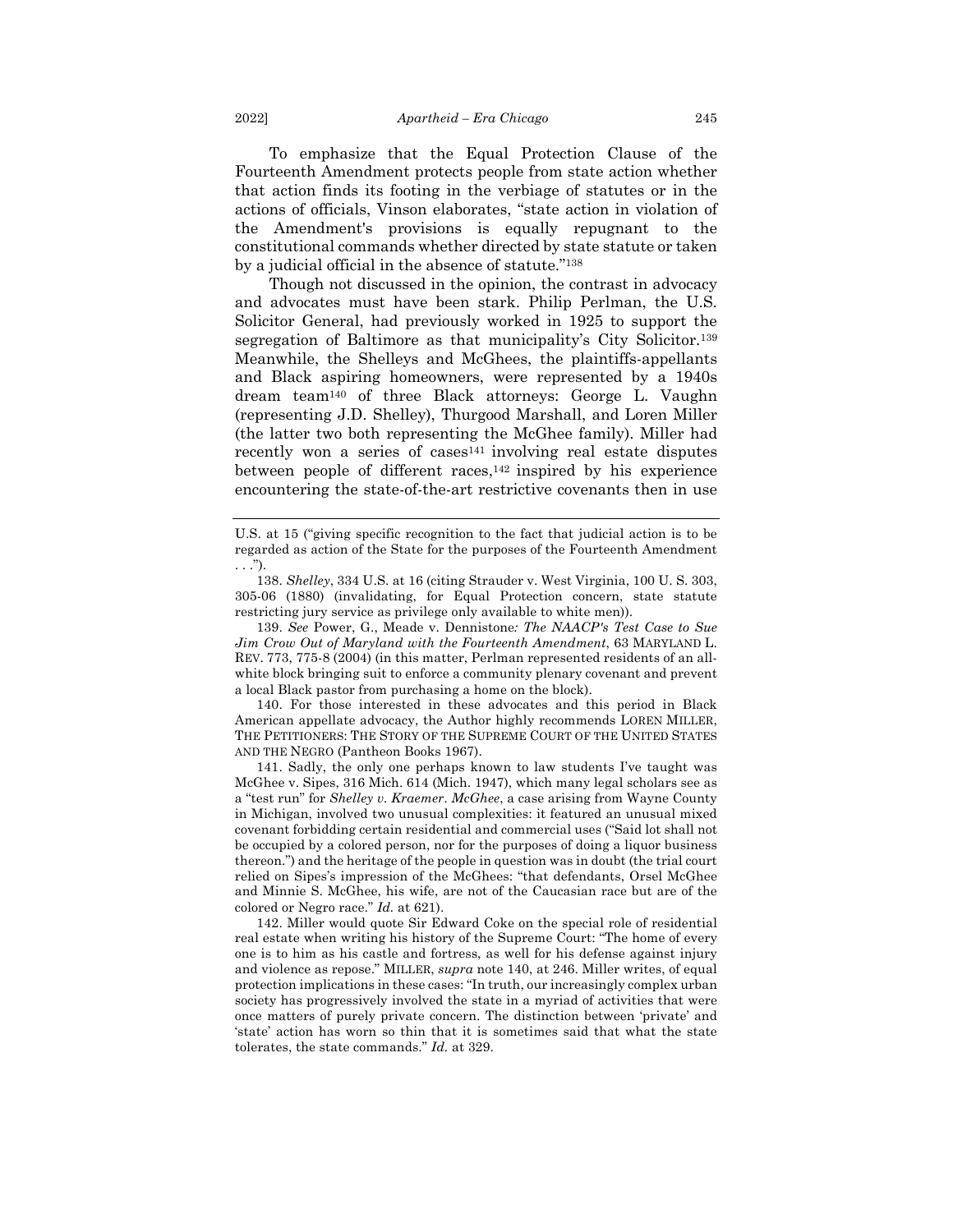To emphasize that the Equal Protection Clause of the Fourteenth Amendment protects people from state action whether that action finds its footing in the verbiage of statutes or in the actions of officials, Vinson elaborates, "state action in violation of the Amendment's provisions is equally repugnant to the constitutional commands whether directed by state statute or taken by a judicial official in the absence of statute."[138]

Though not discussed in the opinion, the contrast in advocacy and advocates must have been stark. Philip Perlman, the U.S. Solicitor General, had previously worked in 1925 to support the segregation of Baltimore as that municipality's City Solicitor.[139] Meanwhile, the Shelleys and McGhees, the plaintiffs-appellants and Black aspiring homeowners, were represented by a 1940s dream team[140] of three Black attorneys: George L. Vaughn (representing J.D. Shelley), Thurgood Marshall, and Loren Miller (the latter two both representing the McGhee family). Miller had recently won a series of cases[141] involving real estate disputes between people of different races,[142] inspired by his experience encountering the state-of-the-art restrictive covenants then in use

---

U.S. at 15 ("giving specific recognition to the fact that judicial action is to be regarded as action of the State for the purposes of the Fourteenth Amendment . . .").

138. *Shelley*, 334 U.S. at 16 (citing Strauder v. West Virginia, 100 U. S. 303, 305-06 (1880) (invalidating, for Equal Protection concern, state statute restricting jury service as privilege only available to white men)).

139. *See* Power, G., Meade v. Dennistone*: The NAACP's Test Case to Sue Jim Crow Out of Maryland with the Fourteenth Amendment*, 63 MARYLAND L. REV. 773, 775-8 (2004) (in this matter, Perlman represented residents of an all-white block bringing suit to enforce a community plenary covenant and prevent a local Black pastor from purchasing a home on the block).

140. For those interested in these advocates and this period in Black American appellate advocacy, the Author highly recommends LOREN MILLER, THE PETITIONERS: THE STORY OF THE SUPREME COURT OF THE UNITED STATES AND THE NEGRO (Pantheon Books 1967).

141. Sadly, the only one perhaps known to law students I've taught was McGhee v. Sipes, 316 Mich. 614 (Mich. 1947), which many legal scholars see as a "test run" for *Shelley v. Kraemer*. *McGhee*, a case arising from Wayne County in Michigan, involved two unusual complexities: it featured an unusual mixed covenant forbidding certain residential and commercial uses ("Said lot shall not be occupied by a colored person, nor for the purposes of doing a liquor business thereon.") and the heritage of the people in question was in doubt (the trial court relied on Sipes's impression of the McGhees: "that defendants, Orsel McGhee and Minnie S. McGhee, his wife, are not of the Caucasian race but are of the colored or Negro race." *Id.* at 621).

142. Miller would quote Sir Edward Coke on the special role of residential real estate when writing his history of the Supreme Court: "The home of every one is to him as his castle and fortress, as well for his defense against injury and violence as repose." MILLER, *supra* note 140, at 246. Miller writes, of equal protection implications in these cases: "In truth, our increasingly complex urban society has progressively involved the state in a myriad of activities that were once matters of purely private concern. The distinction between 'private' and 'state' action has worn so thin that it is sometimes said that what the state tolerates, the state commands." *Id.* at 329.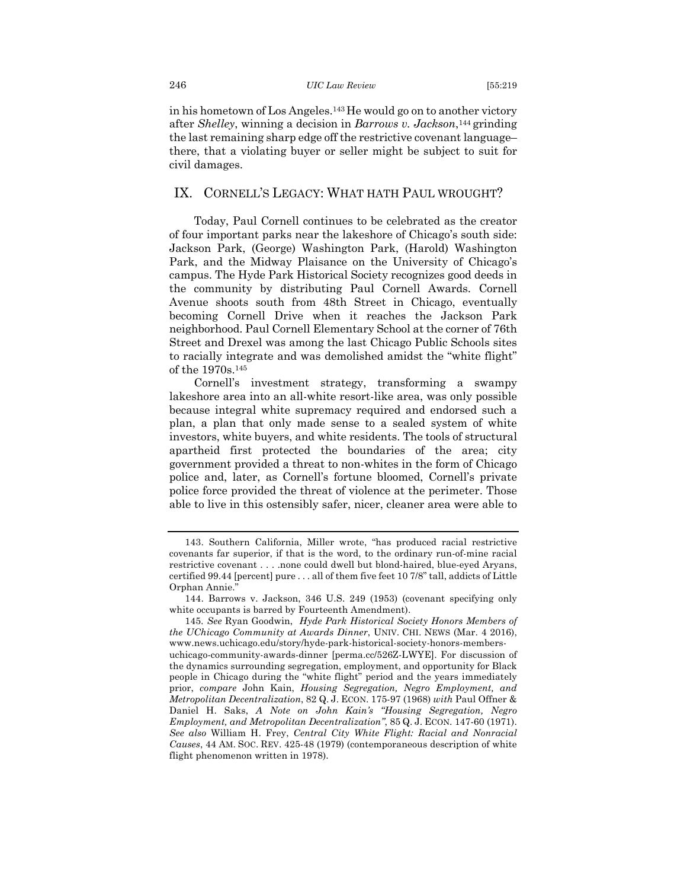in his hometown of Los Angeles.[143] He would go on to another victory after *Shelley*, winning a decision in *Barrows v. Jackson*,[144] grinding the last remaining sharp edge off the restrictive covenant language– there, that a violating buyer or seller might be subject to suit for civil damages.

## IX. CORNELL'S LEGACY: WHAT HATH PAUL WROUGHT?

Today, Paul Cornell continues to be celebrated as the creator of four important parks near the lakeshore of Chicago's south side: Jackson Park, (George) Washington Park, (Harold) Washington Park, and the Midway Plaisance on the University of Chicago's campus. The Hyde Park Historical Society recognizes good deeds in the community by distributing Paul Cornell Awards. Cornell Avenue shoots south from 48th Street in Chicago, eventually becoming Cornell Drive when it reaches the Jackson Park neighborhood. Paul Cornell Elementary School at the corner of 76th Street and Drexel was among the last Chicago Public Schools sites to racially integrate and was demolished amidst the "white flight" of the 1970s.[145]

Cornell's investment strategy, transforming a swampy lakeshore area into an all-white resort-like area, was only possible because integral white supremacy required and endorsed such a plan, a plan that only made sense to a sealed system of white investors, white buyers, and white residents. The tools of structural apartheid first protected the boundaries of the area; city government provided a threat to non-whites in the form of Chicago police and, later, as Cornell's fortune bloomed, Cornell's private police force provided the threat of violence at the perimeter. Those able to live in this ostensibly safer, nicer, cleaner area were able to

---

143. Southern California, Miller wrote, "has produced racial restrictive covenants far superior, if that is the word, to the ordinary run-of-mine racial restrictive covenant . . . .none could dwell but blond-haired, blue-eyed Aryans, certified 99.44 [percent] pure . . . all of them five feet 10 7/8" tall, addicts of Little Orphan Annie."

144. Barrows v. Jackson, 346 U.S. 249 (1953) (covenant specifying only white occupants is barred by Fourteenth Amendment).

145. *See* Ryan Goodwin, *Hyde Park Historical Society Honors Members of the UChicago Community at Awards Dinner*, UNIV. CHI. NEWS (Mar. 4 2016), www.news.uchicago.edu/story/hyde-park-historical-society-honors-members-uchicago-community-awards-dinner [perma.cc/526Z-LWYE]. For discussion of the dynamics surrounding segregation, employment, and opportunity for Black people in Chicago during the "white flight" period and the years immediately prior, *compare* John Kain, *Housing Segregation, Negro Employment, and Metropolitan Decentralization*, 82 Q. J. ECON. 175-97 (1968) *with* Paul Offner & Daniel H. Saks, *A Note on John Kain's "Housing Segregation, Negro Employment, and Metropolitan Decentralization"*, 85 Q. J. ECON. 147-60 (1971). *See also* William H. Frey, *Central City White Flight: Racial and Nonracial Causes*, 44 AM. SOC. REV. 425-48 (1979) (contemporaneous description of white flight phenomenon written in 1978).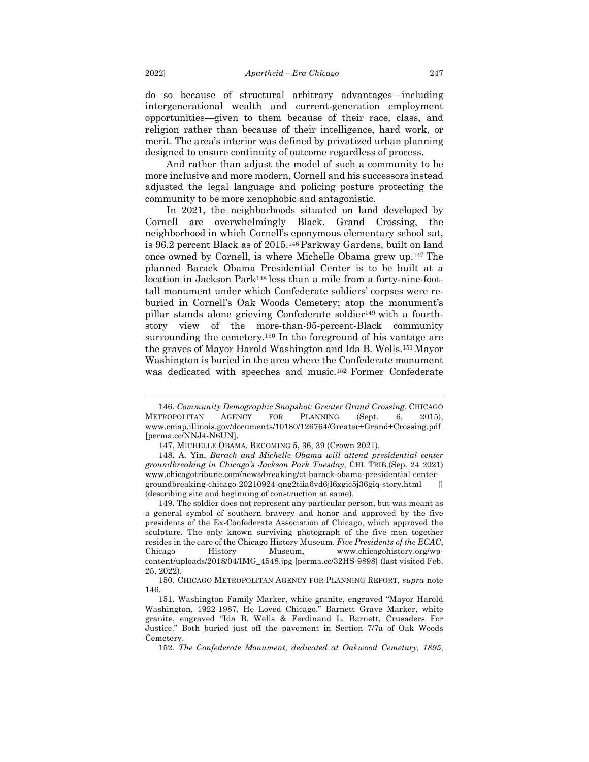do so because of structural arbitrary advantages—including intergenerational wealth and current-generation employment opportunities—given to them because of their race, class, and religion rather than because of their intelligence, hard work, or merit. The area's interior was defined by privatized urban planning designed to ensure continuity of outcome regardless of process.

And rather than adjust the model of such a community to be more inclusive and more modern, Cornell and his successors instead adjusted the legal language and policing posture protecting the community to be more xenophobic and antagonistic.

In 2021, the neighborhoods situated on land developed by Cornell are overwhelmingly Black. Grand Crossing, the neighborhood in which Cornell's eponymous elementary school sat, is 96.2 percent Black as of 2015.[146] Parkway Gardens, built on land once owned by Cornell, is where Michelle Obama grew up.[147] The planned Barack Obama Presidential Center is to be built at a location in Jackson Park[148] less than a mile from a forty-nine-foot-tall monument under which Confederate soldiers' corpses were re-buried in Cornell's Oak Woods Cemetery; atop the monument's pillar stands alone grieving Confederate soldier[149] with a fourth-story view of the more-than-95-percent-Black community surrounding the cemetery.[150] In the foreground of his vantage are the graves of Mayor Harold Washington and Ida B. Wells.[151] Mayor Washington is buried in the area where the Confederate monument was dedicated with speeches and music.[152] Former Confederate

---

146. *Community Demographic Snapshot: Greater Grand Crossing*, CHICAGO METROPOLITAN AGENCY FOR PLANNING (Sept. 6, 2015), www.cmap.illinois.gov/documents/10180/126764/Greater+Grand+Crossing.pdf [perma.cc/NNJ4-N6UN].

147. MICHELLE OBAMA, BECOMING 5, 36, 39 (Crown 2021).

148. A. Yin, *Barack and Michelle Obama will attend presidential center groundbreaking in Chicago's Jackson Park Tuesday*, CHI. TRIB.(Sep. 24 2021) www.chicagotribune.com/news/breaking/ct-barack-obama-presidential-center-groundbreaking-chicago-20210924-qng2tiia6vd6jl6xgic5j36giq-story.html [] (describing site and beginning of construction at same).

149. The soldier does not represent any particular person, but was meant as a general symbol of southern bravery and honor and approved by the five presidents of the Ex-Confederate Association of Chicago, which approved the sculpture. The only known surviving photograph of the five men together resides in the care of the Chicago History Museum. *Five Presidents of the ECAC*, Chicago History Museum, www.chicagohistory.org/wp-content/uploads/2018/04/IMG_4548.jpg [perma.cc/32HS-9898] (last visited Feb. 25, 2022).

150. CHICAGO METROPOLITAN AGENCY FOR PLANNING REPORT, *supra* note 146.

151. Washington Family Marker, white granite, engraved "Mayor Harold Washington, 1922-1987, He Loved Chicago." Barnett Grave Marker, white granite, engraved "Ida B. Wells & Ferdinand L. Barnett, Crusaders For Justice." Both buried just off the pavement in Section 7/7a of Oak Woods Cemetery.

152. *The Confederate Monument, dedicated at Oakwood Cemetary, 1895*,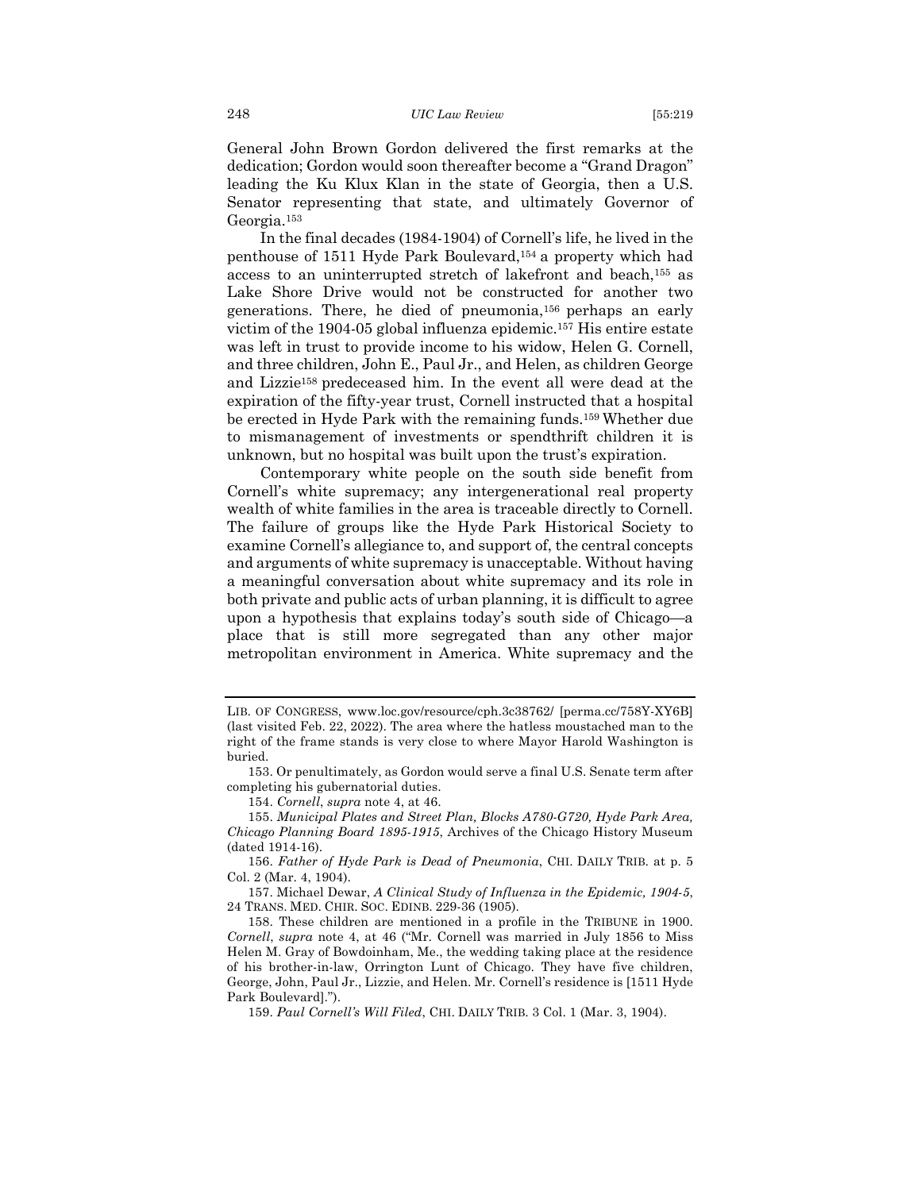General John Brown Gordon delivered the first remarks at the dedication; Gordon would soon thereafter become a "Grand Dragon" leading the Ku Klux Klan in the state of Georgia, then a U.S. Senator representing that state, and ultimately Governor of Georgia.[153]

In the final decades (1984-1904) of Cornell's life, he lived in the penthouse of 1511 Hyde Park Boulevard,[154] a property which had access to an uninterrupted stretch of lakefront and beach,[155] as Lake Shore Drive would not be constructed for another two generations. There, he died of pneumonia,[156] perhaps an early victim of the 1904-05 global influenza epidemic.[157] His entire estate was left in trust to provide income to his widow, Helen G. Cornell, and three children, John E., Paul Jr., and Helen, as children George and Lizzie[158] predeceased him. In the event all were dead at the expiration of the fifty-year trust, Cornell instructed that a hospital be erected in Hyde Park with the remaining funds.[159] Whether due to mismanagement of investments or spendthrift children it is unknown, but no hospital was built upon the trust's expiration.

Contemporary white people on the south side benefit from Cornell's white supremacy; any intergenerational real property wealth of white families in the area is traceable directly to Cornell. The failure of groups like the Hyde Park Historical Society to examine Cornell's allegiance to, and support of, the central concepts and arguments of white supremacy is unacceptable. Without having a meaningful conversation about white supremacy and its role in both private and public acts of urban planning, it is difficult to agree upon a hypothesis that explains today's south side of Chicago—a place that is still more segregated than any other major metropolitan environment in America. White supremacy and the

---

LIB. OF CONGRESS, www.loc.gov/resource/cph.3c38762/ [perma.cc/758Y-XY6B] (last visited Feb. 22, 2022). The area where the hatless moustached man to the right of the frame stands is very close to where Mayor Harold Washington is buried.

153. Or penultimately, as Gordon would serve a final U.S. Senate term after completing his gubernatorial duties.

154. *Cornell*, *supra* note 4, at 46.

155. *Municipal Plates and Street Plan, Blocks A780-G720, Hyde Park Area, Chicago Planning Board 1895-1915*, Archives of the Chicago History Museum (dated 1914-16).

156. *Father of Hyde Park is Dead of Pneumonia*, CHI. DAILY TRIB. at p. 5 Col. 2 (Mar. 4, 1904).

157. Michael Dewar, *A Clinical Study of Influenza in the Epidemic, 1904-5*, 24 TRANS. MED. CHIR. SOC. EDINB. 229-36 (1905).

158. These children are mentioned in a profile in the TRIBUNE in 1900. *Cornell*, *supra* note 4, at 46 ("Mr. Cornell was married in July 1856 to Miss Helen M. Gray of Bowdoinham, Me., the wedding taking place at the residence of his brother-in-law, Orrington Lunt of Chicago. They have five children, George, John, Paul Jr., Lizzie, and Helen. Mr. Cornell's residence is [1511 Hyde Park Boulevard].").

159. *Paul Cornell's Will Filed*, CHI. DAILY TRIB. 3 Col. 1 (Mar. 3, 1904).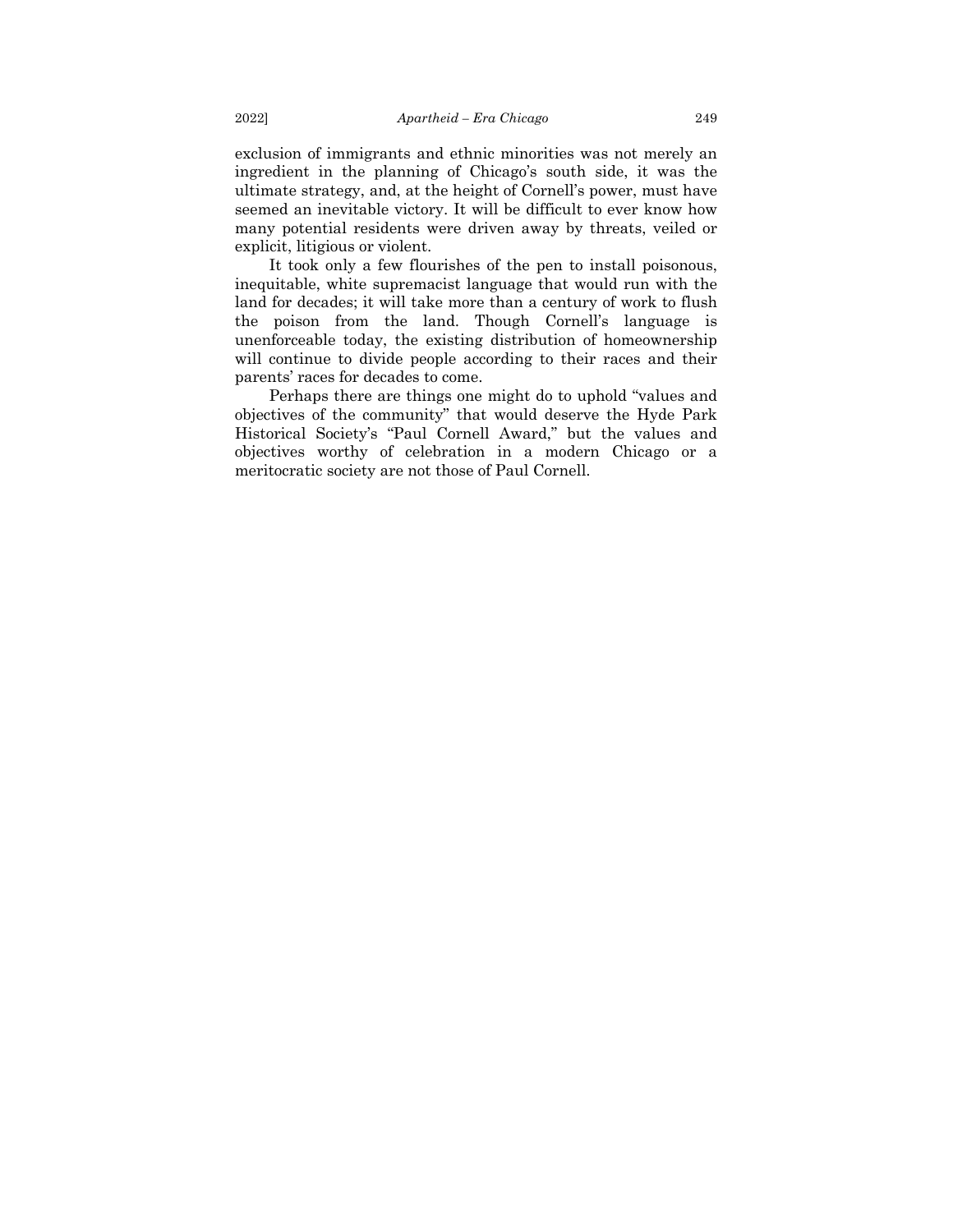exclusion of immigrants and ethnic minorities was not merely an ingredient in the planning of Chicago's south side, it was the ultimate strategy, and, at the height of Cornell's power, must have seemed an inevitable victory. It will be difficult to ever know how many potential residents were driven away by threats, veiled or explicit, litigious or violent.

It took only a few flourishes of the pen to install poisonous, inequitable, white supremacist language that would run with the land for decades; it will take more than a century of work to flush the poison from the land. Though Cornell's language is unenforceable today, the existing distribution of homeownership will continue to divide people according to their races and their parents' races for decades to come.

Perhaps there are things one might do to uphold "values and objectives of the community" that would deserve the Hyde Park Historical Society's "Paul Cornell Award," but the values and objectives worthy of celebration in a modern Chicago or a meritocratic society are not those of Paul Cornell.